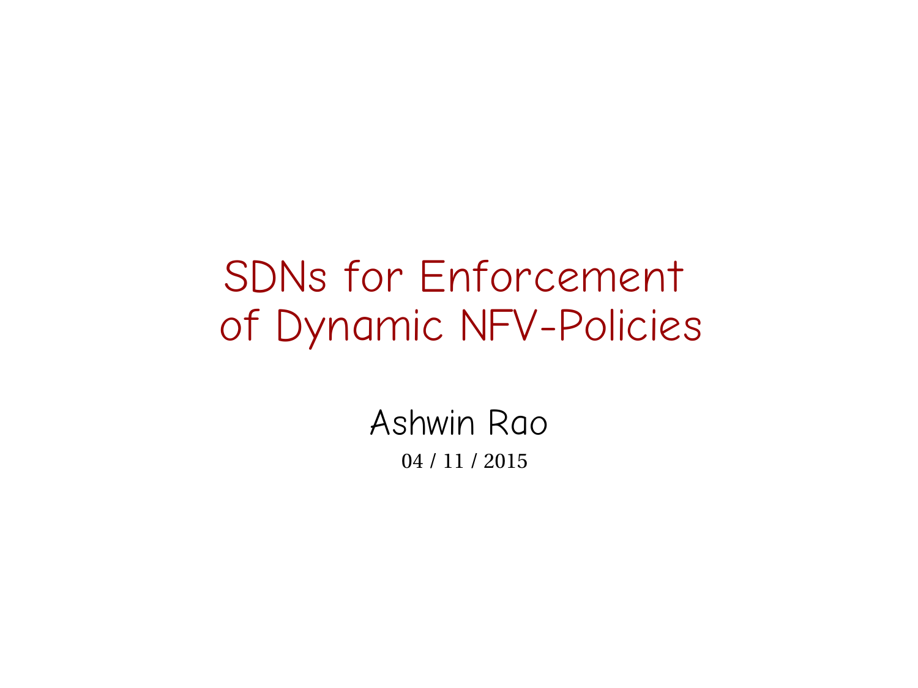# SDNs for Enforcement of Dynamic NFV-Policies

Ashwin Rao

04 / 11 / 2015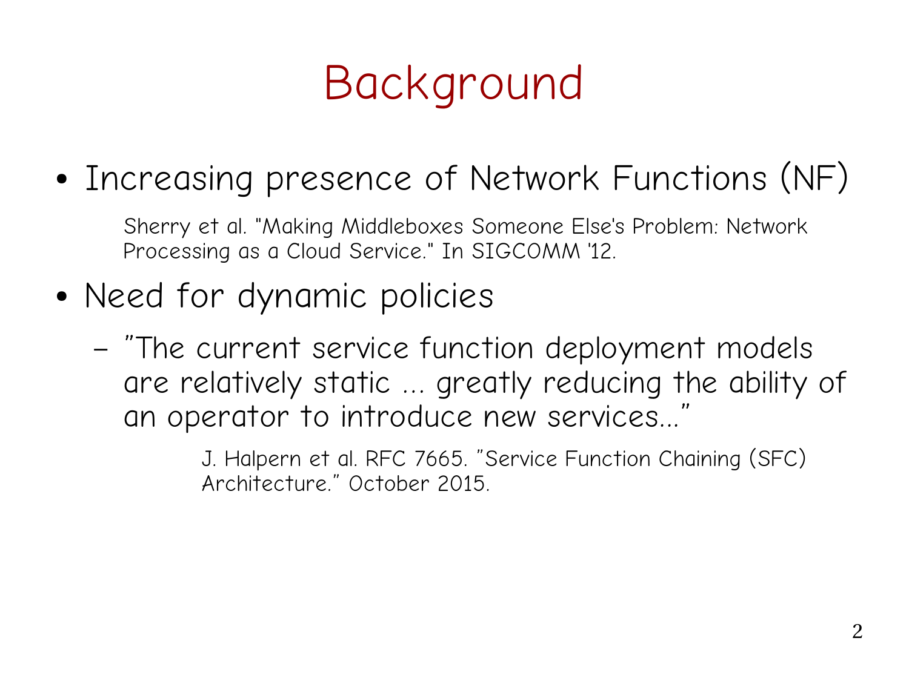# Background

- Increasing presence of Network Functions (NF)

  Sherry et al. "Making Middleboxes Someone Else's Problem: Network Processing as a Cloud Service." In SIGCOMM '12.

- Need for dynamic policies
  - "The current service function deployment models are relatively static ... greatly reducing the ability of an operator to introduce new services..."

    J. Halpern et al. RFC 7665. "Service Function Chaining (SFC) Architecture." October 2015.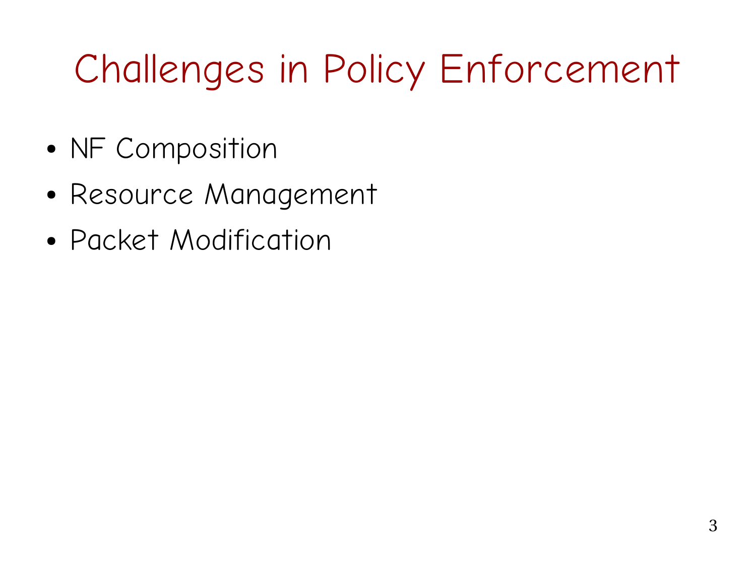# Challenges in Policy Enforcement

- NF Composition
- Resource Management
- Packet Modification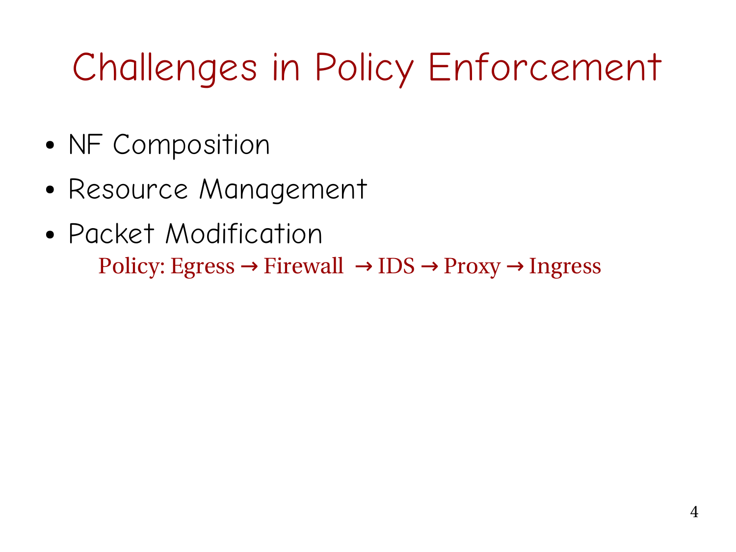# Challenges in Policy Enforcement

- NF Composition
- Resource Management
- Packet Modification

  Policy: Egress → Firewall → IDS → Proxy → Ingress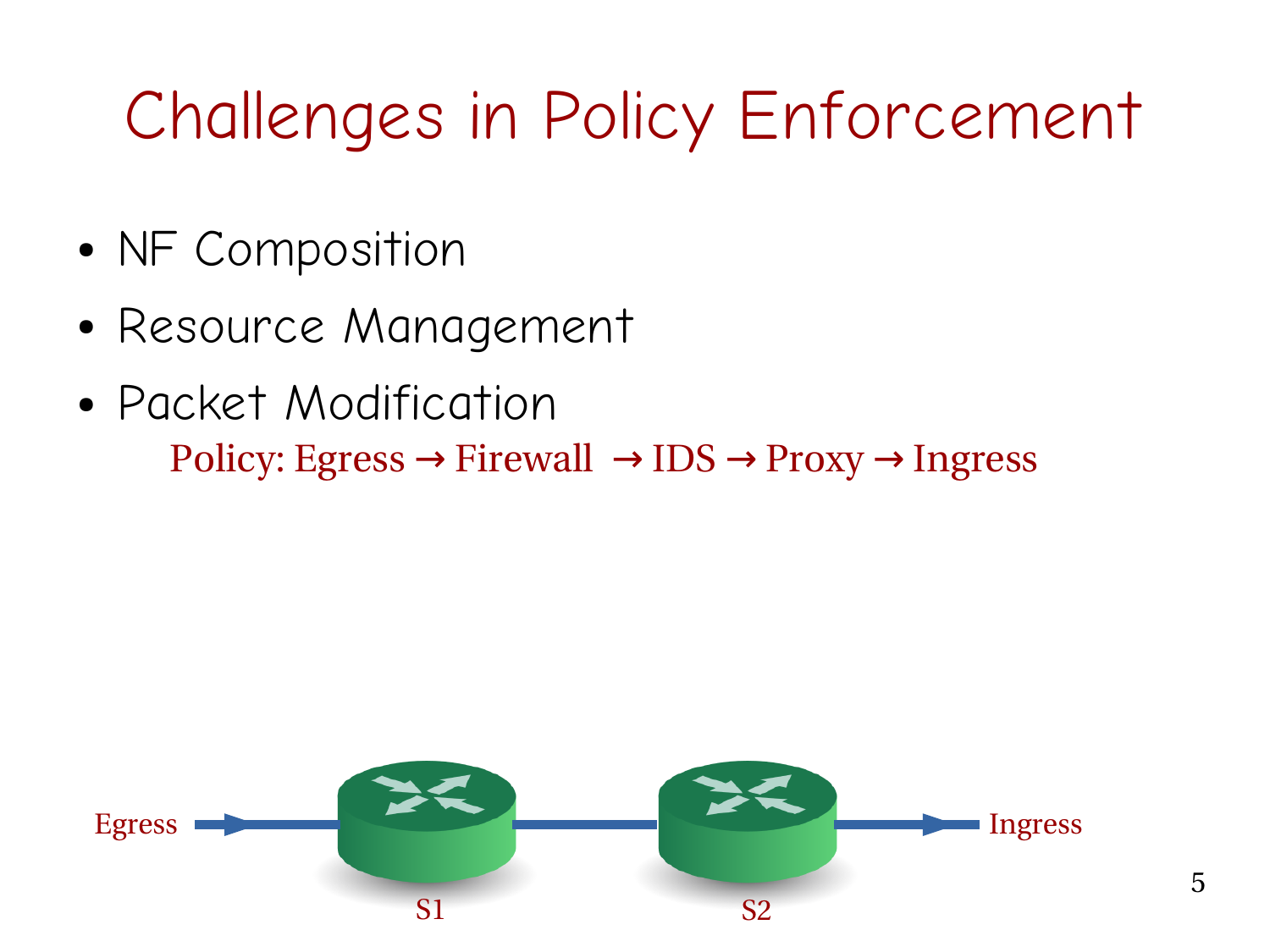# Challenges in Policy Enforcement

- NF Composition
- Resource Management
- Packet Modification

Policy: Egress → Firewall → IDS → Proxy → Ingress

Egress S1 S2 Ingress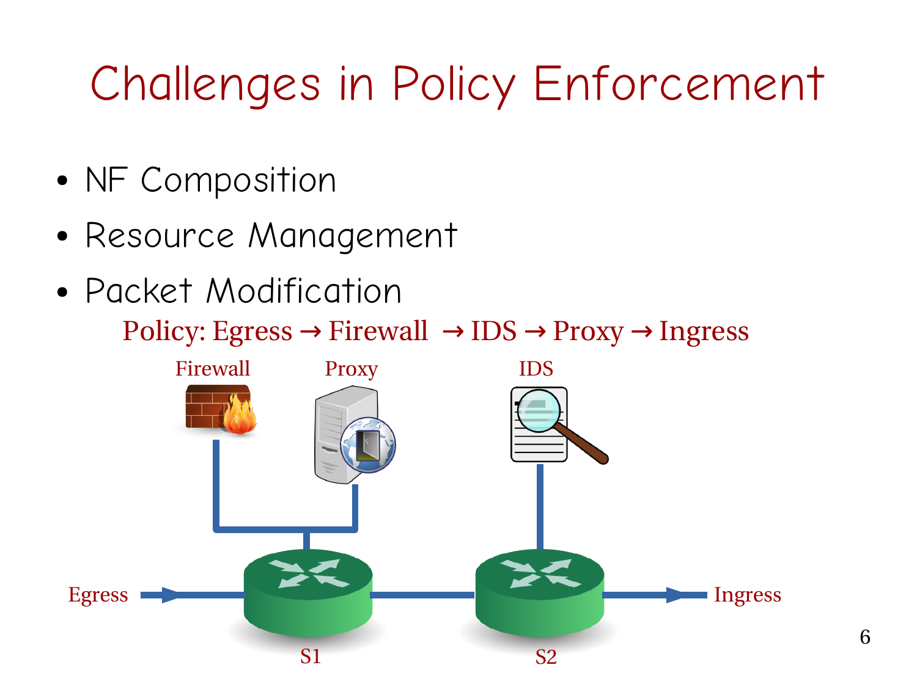# Challenges in Policy Enforcement

- NF Composition
- Resource Management
- Packet Modification

Policy: Egress → Firewall → IDS → Proxy → Ingress

Firewall

Proxy

IDS

Egress

Ingress

S1

S2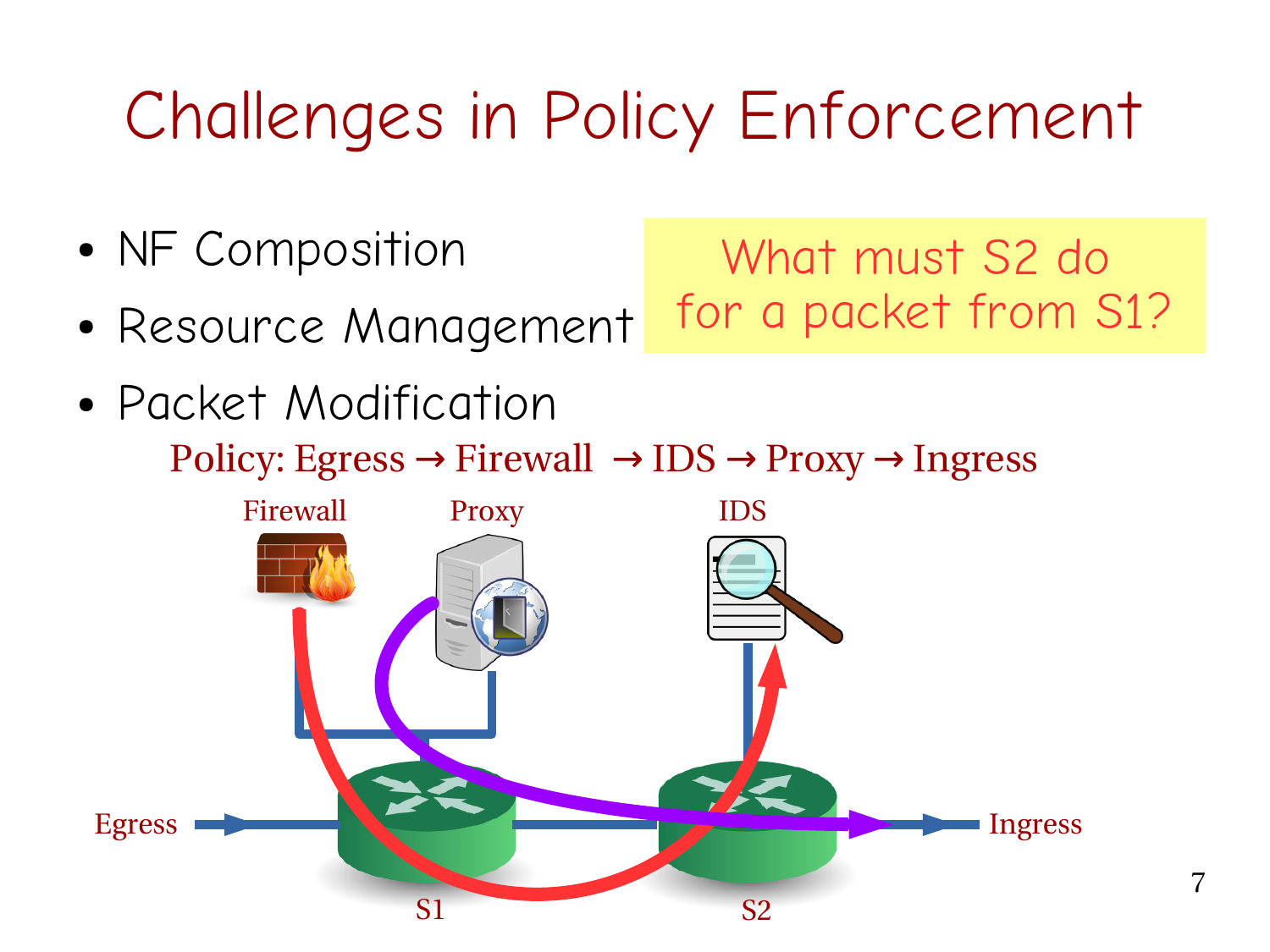# Challenges in Policy Enforcement

- NF Composition
- Resource Management
- Packet Modification

What must S2 do for a packet from S1?

Policy: Egress → Firewall → IDS → Proxy → Ingress

Firewall

Proxy

IDS

Egress

Ingress

S1

S2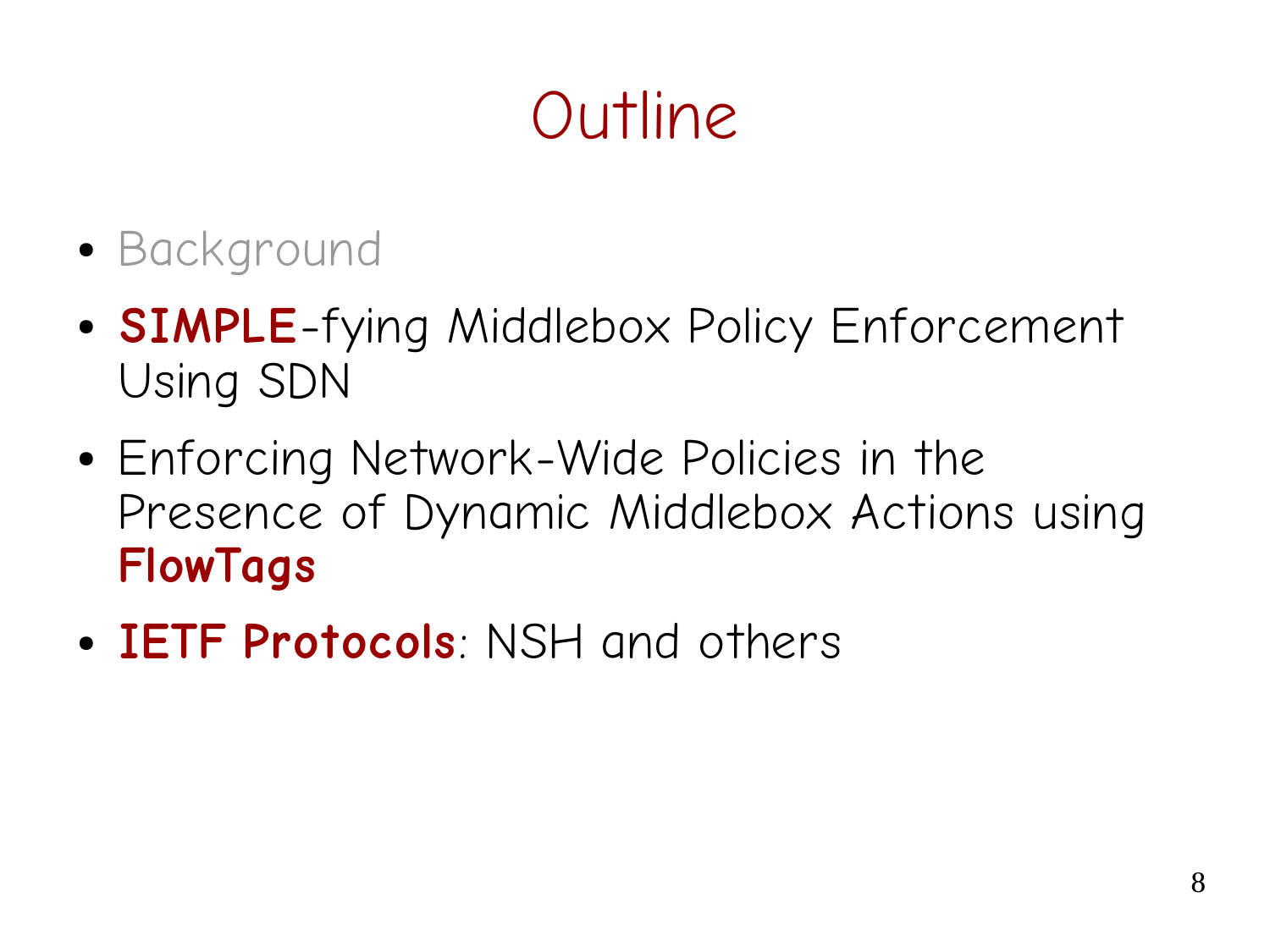# Outline

- Background
- **SIMPLE**-fying Middlebox Policy Enforcement Using SDN
- Enforcing Network-Wide Policies in the Presence of Dynamic Middlebox Actions using **FlowTags**
- **IETF Protocols**: NSH and others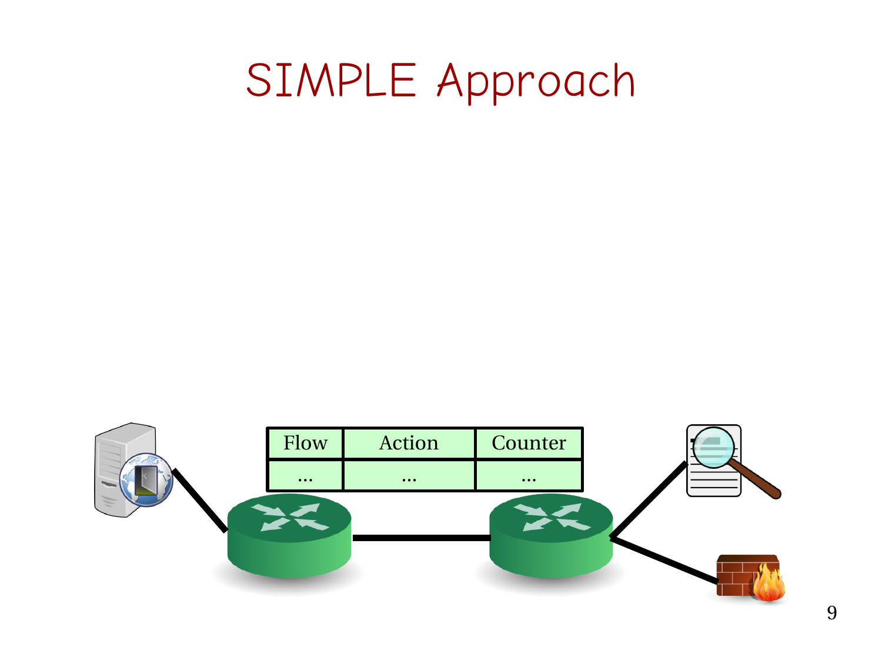# SIMPLE Approach

| Flow | Action | Counter |
| --- | --- | --- |
| … | … | … |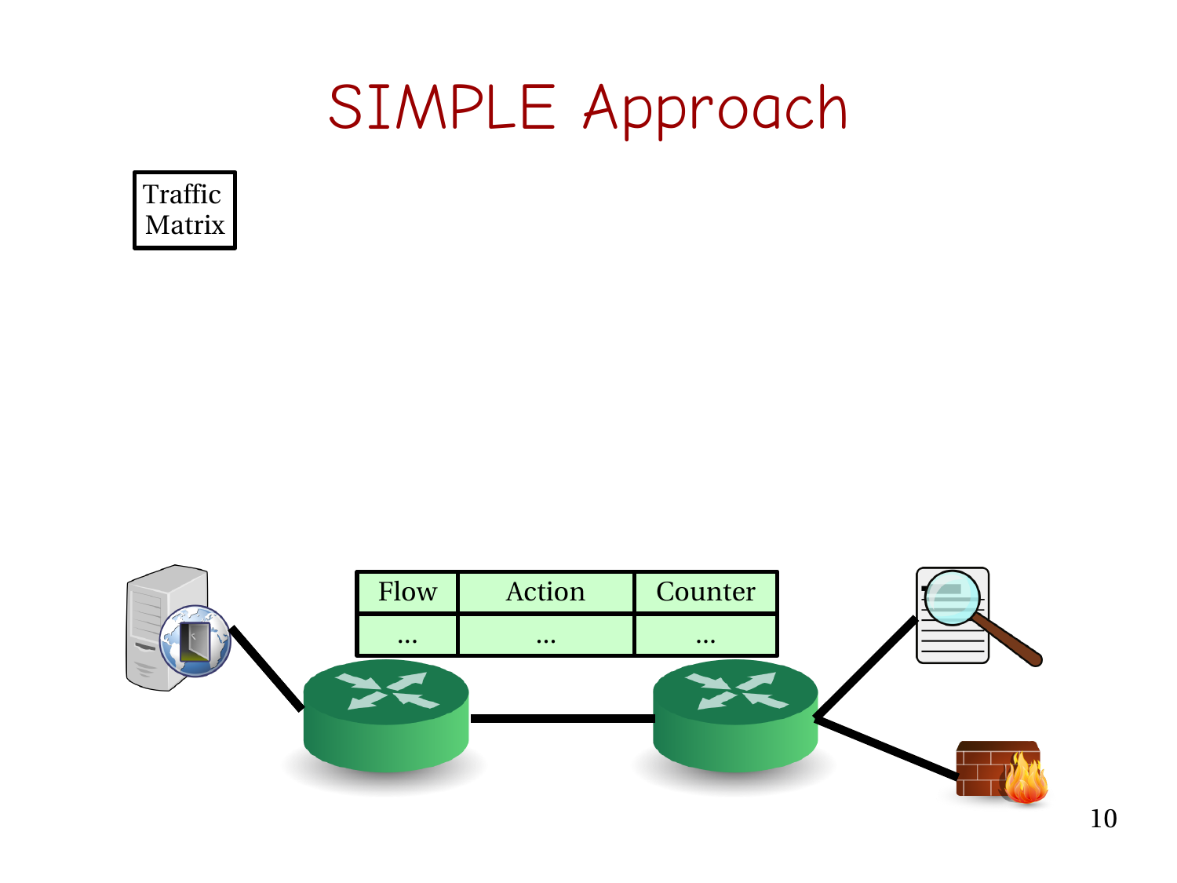# SIMPLE Approach

Traffic Matrix

| Flow | Action | Counter |
| --- | --- | --- |
| ... | ... | ... |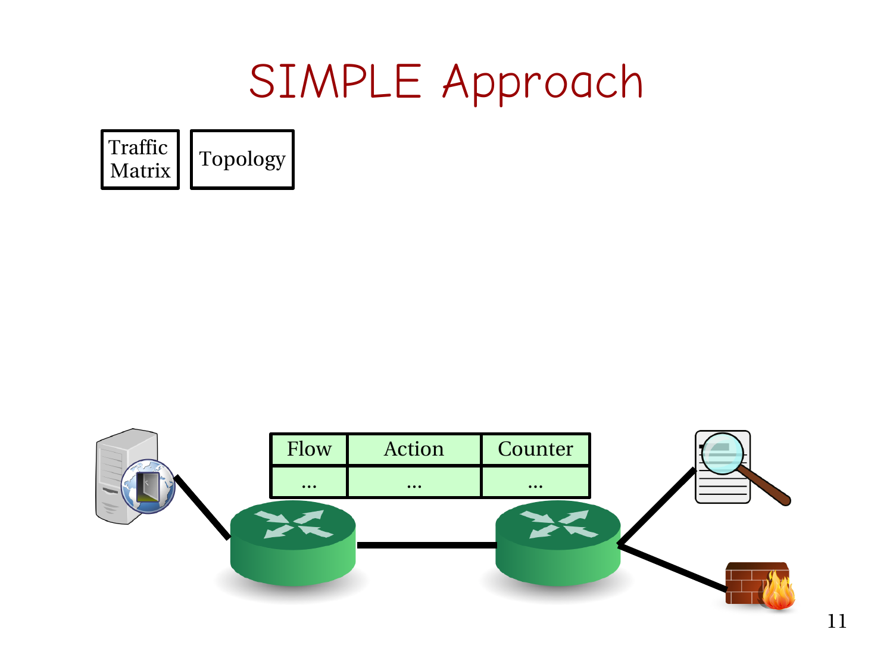# SIMPLE Approach

Traffic Matrix

Topology

| Flow | Action | Counter |
| --- | --- | --- |
| ... | ... | ... |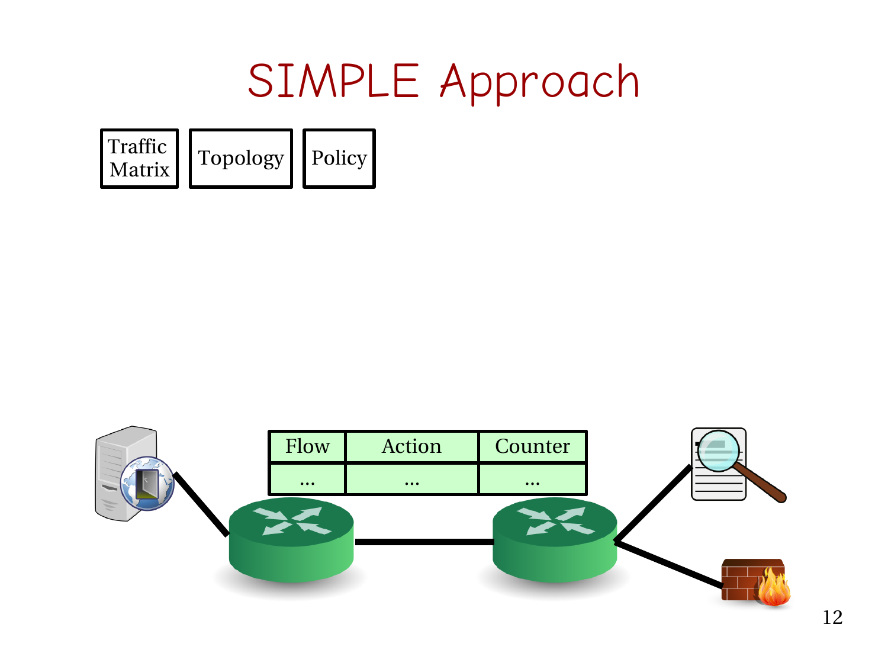# SIMPLE Approach

Traffic Matrix | Topology | Policy

| Flow | Action | Counter |
| --- | --- | --- |
| ... | ... | ... |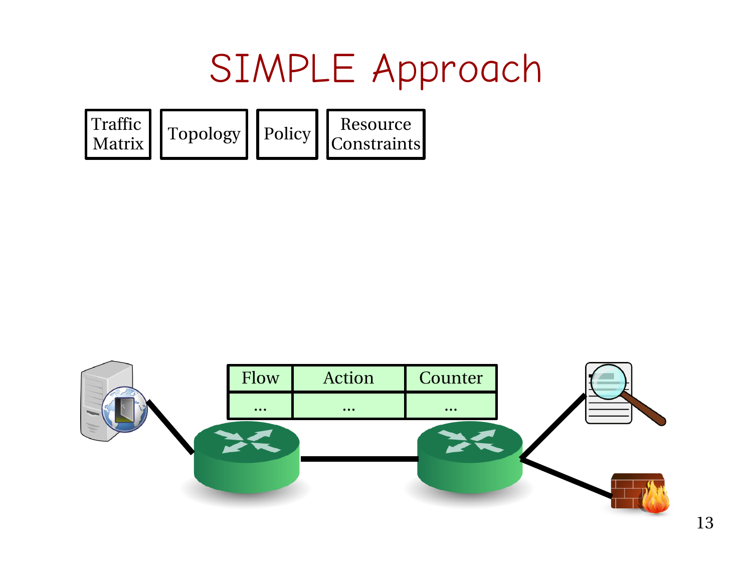# SIMPLE Approach

Traffic Matrix | Topology | Policy | Resource Constraints

| Flow | Action | Counter |
| --- | --- | --- |
| … | … | … |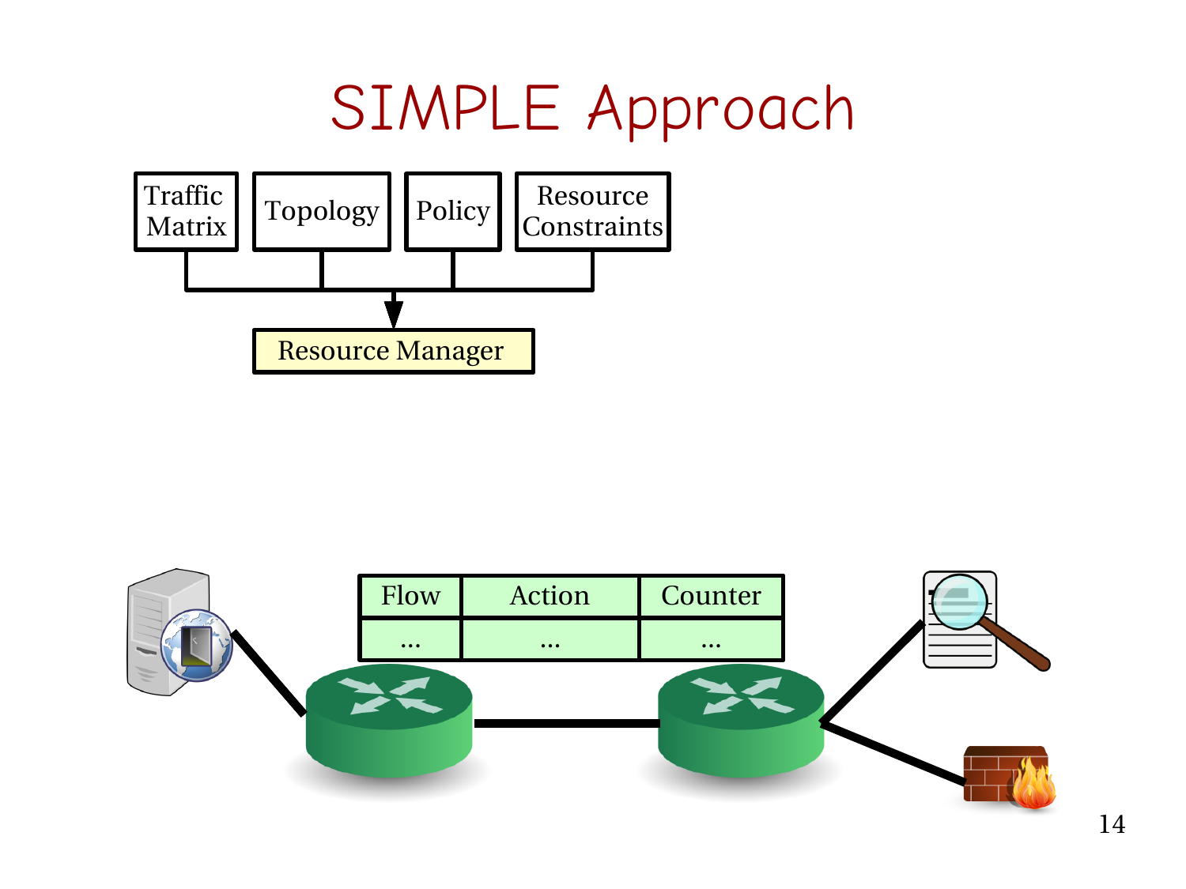# SIMPLE Approach

Traffic Matrix | Topology | Policy | Resource Constraints

Resource Manager

| Flow | Action | Counter |
| --- | --- | --- |
| ... | ... | ... |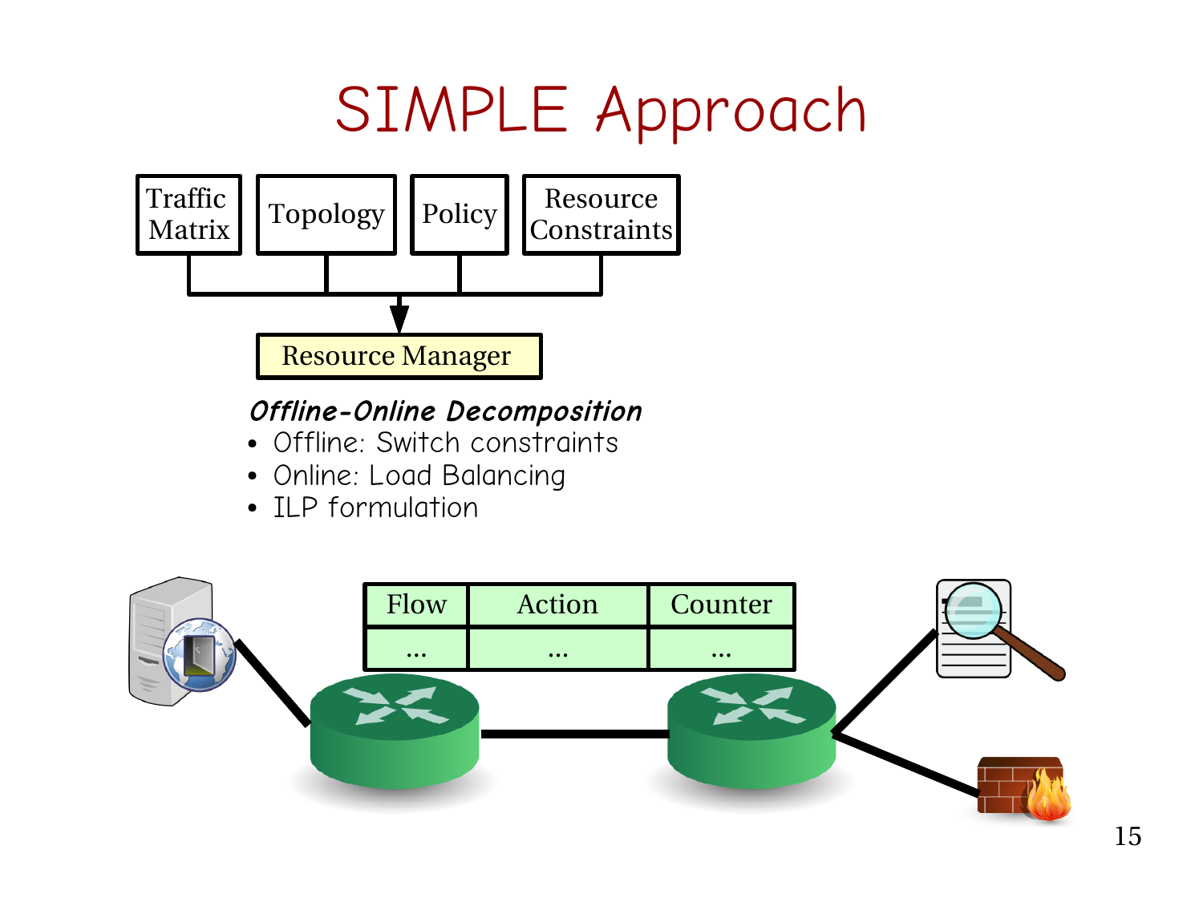# SIMPLE Approach

Traffic Matrix | Topology | Policy | Resource Constraints

Resource Manager

***Offline-Online Decomposition***

- Offline: Switch constraints
- Online: Load Balancing
- ILP formulation

| Flow | Action | Counter |
|---|---|---|
| ... | ... | ... |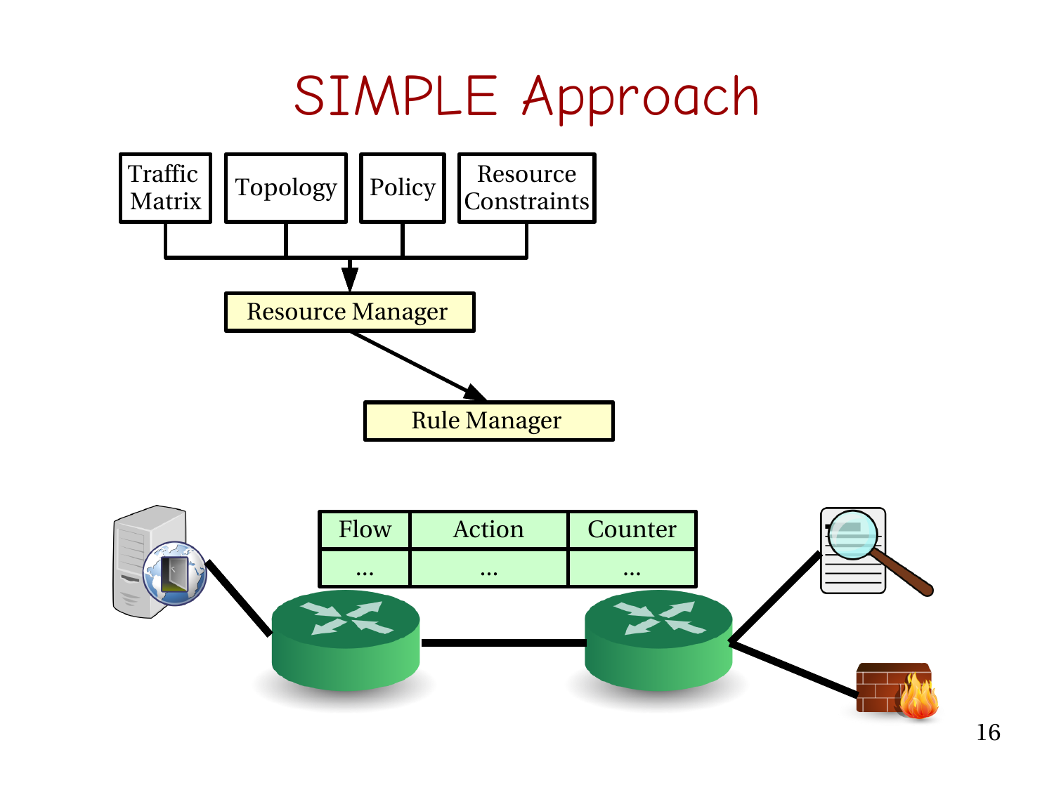# SIMPLE Approach

Traffic Matrix | Topology | Policy | Resource Constraints

Resource Manager

Rule Manager

| Flow | Action | Counter |
| --- | --- | --- |
| … | … | … |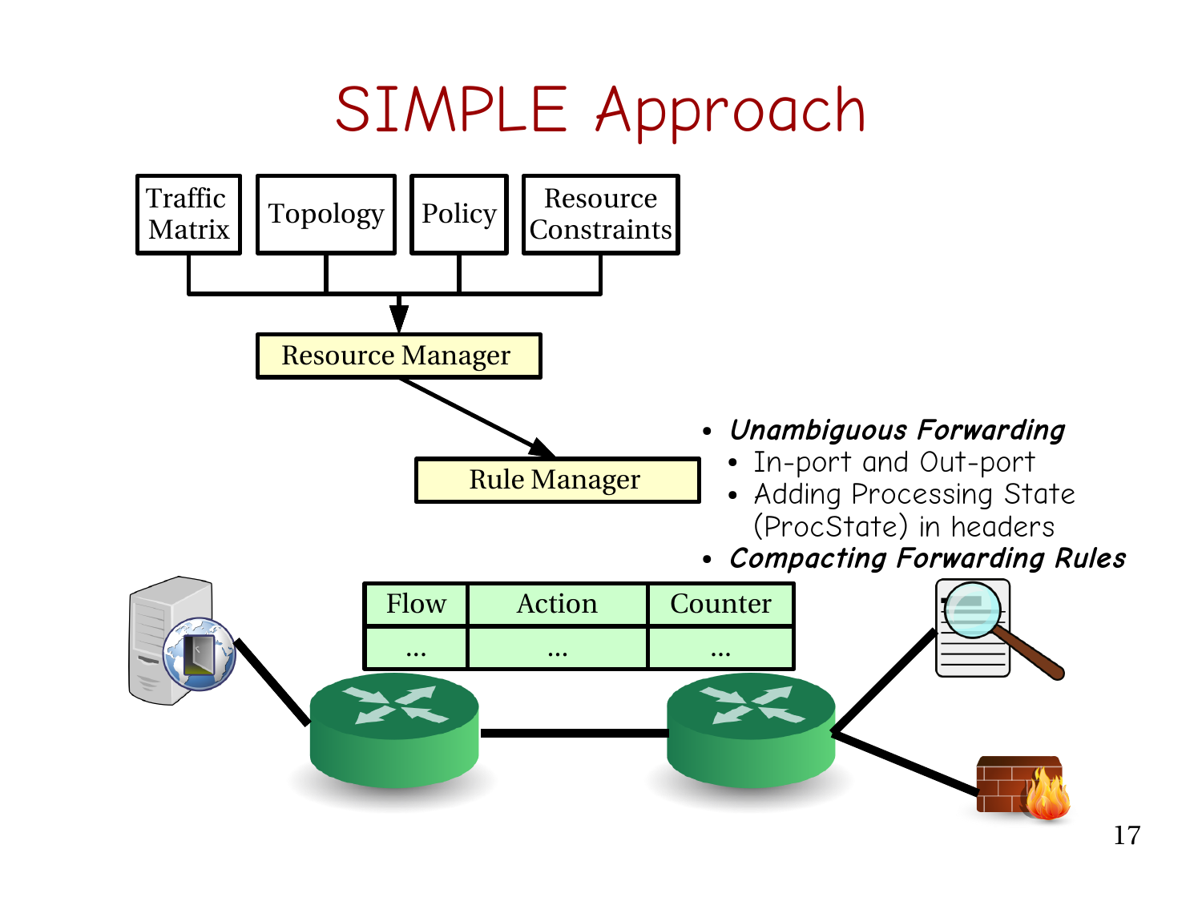# SIMPLE Approach

Traffic Matrix | Topology | Policy | Resource Constraints

Resource Manager

Rule Manager

- *Unambiguous Forwarding*
  - In-port and Out-port
  - Adding Processing State (ProcState) in headers
- *Compacting Forwarding Rules*

| Flow | Action | Counter |
| --- | --- | --- |
| ... | ... | ... |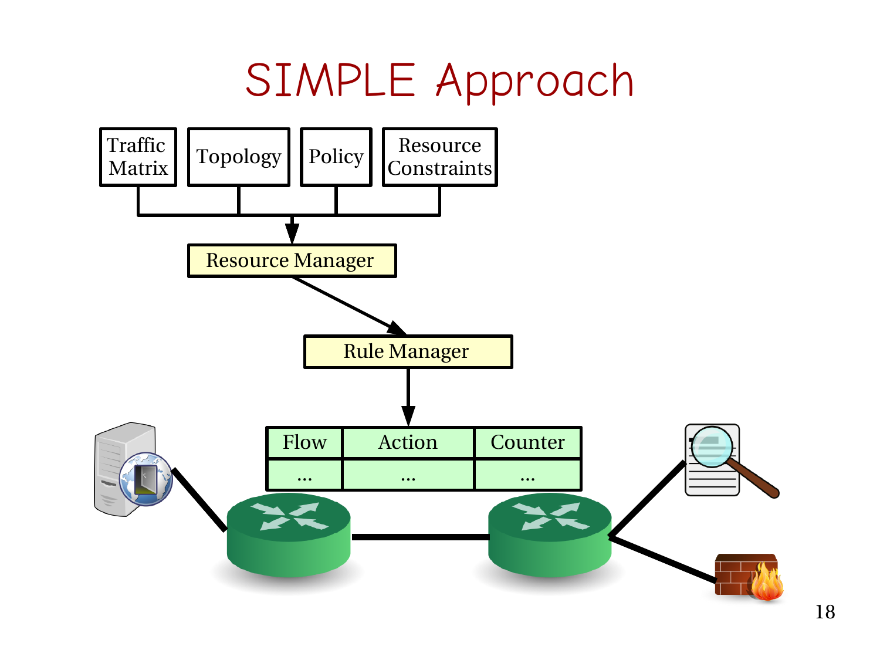# SIMPLE Approach

Traffic Matrix

Topology

Policy

Resource Constraints

Resource Manager

Rule Manager

| Flow | Action | Counter |
|---|---|---|
| ... | ... | ... |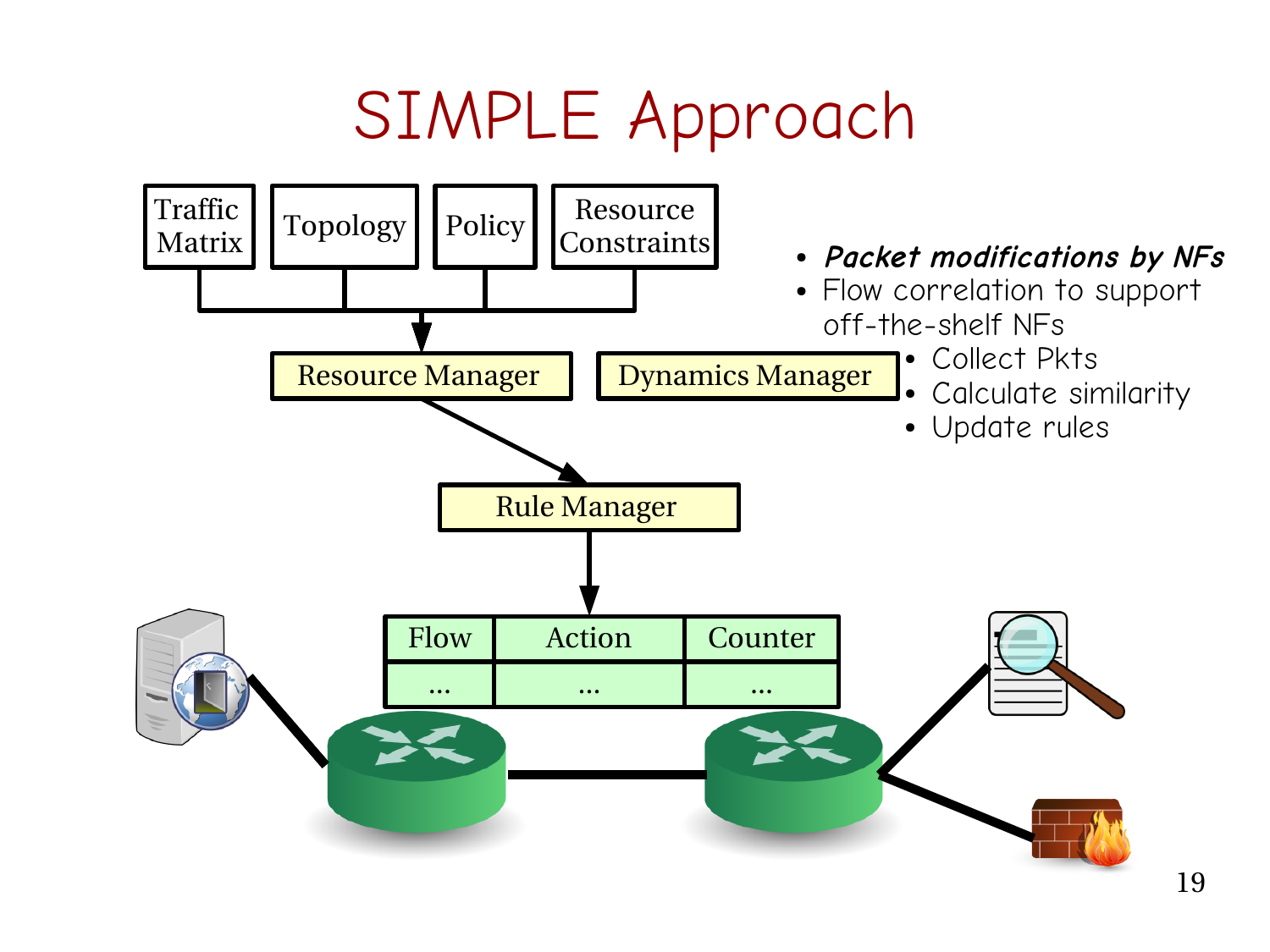# SIMPLE Approach

Traffic Matrix | Topology | Policy | Resource Constraints

Resource Manager

Dynamics Manager

Rule Manager

| Flow | Action | Counter |
|---|---|---|
| … | … | … |

- ***Packet modifications by NFs***
- Flow correlation to support off-the-shelf NFs
  - Collect Pkts
  - Calculate similarity
  - Update rules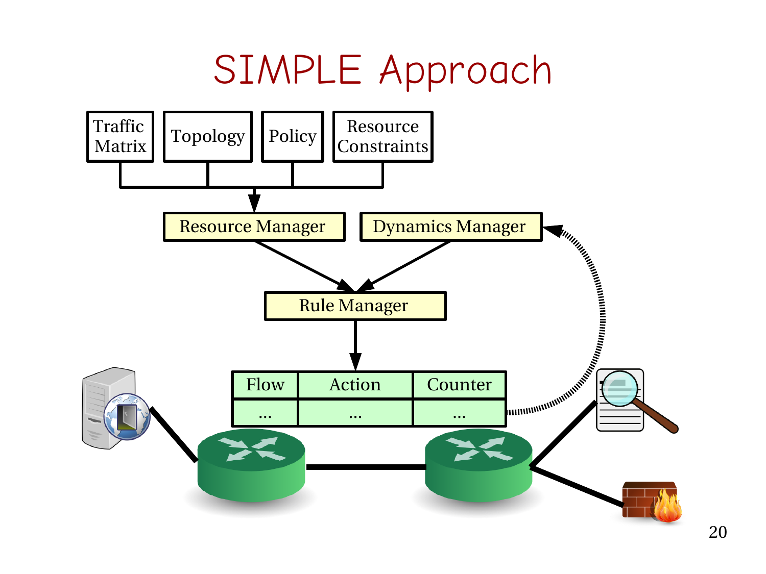# SIMPLE Approach

Traffic Matrix | Topology | Policy | Resource Constraints

Resource Manager

Dynamics Manager

Rule Manager

| Flow | Action | Counter |
| --- | --- | --- |
| ... | ... | ... |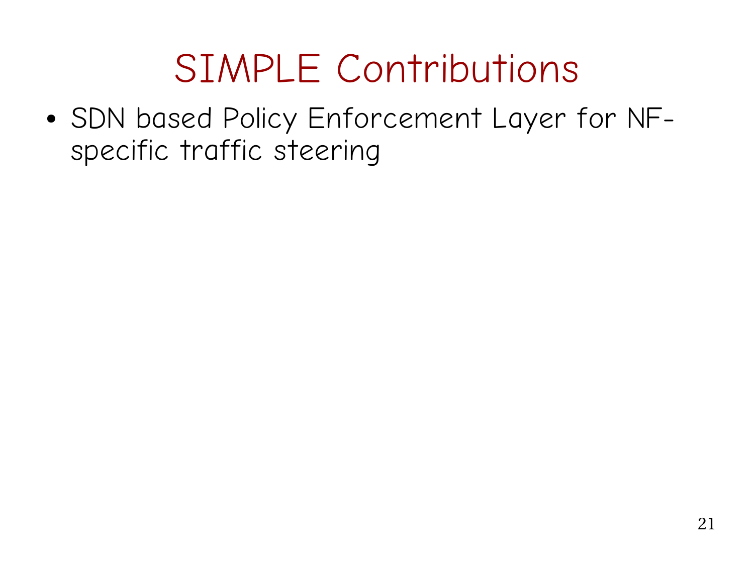# SIMPLE Contributions

- SDN based Policy Enforcement Layer for NF-specific traffic steering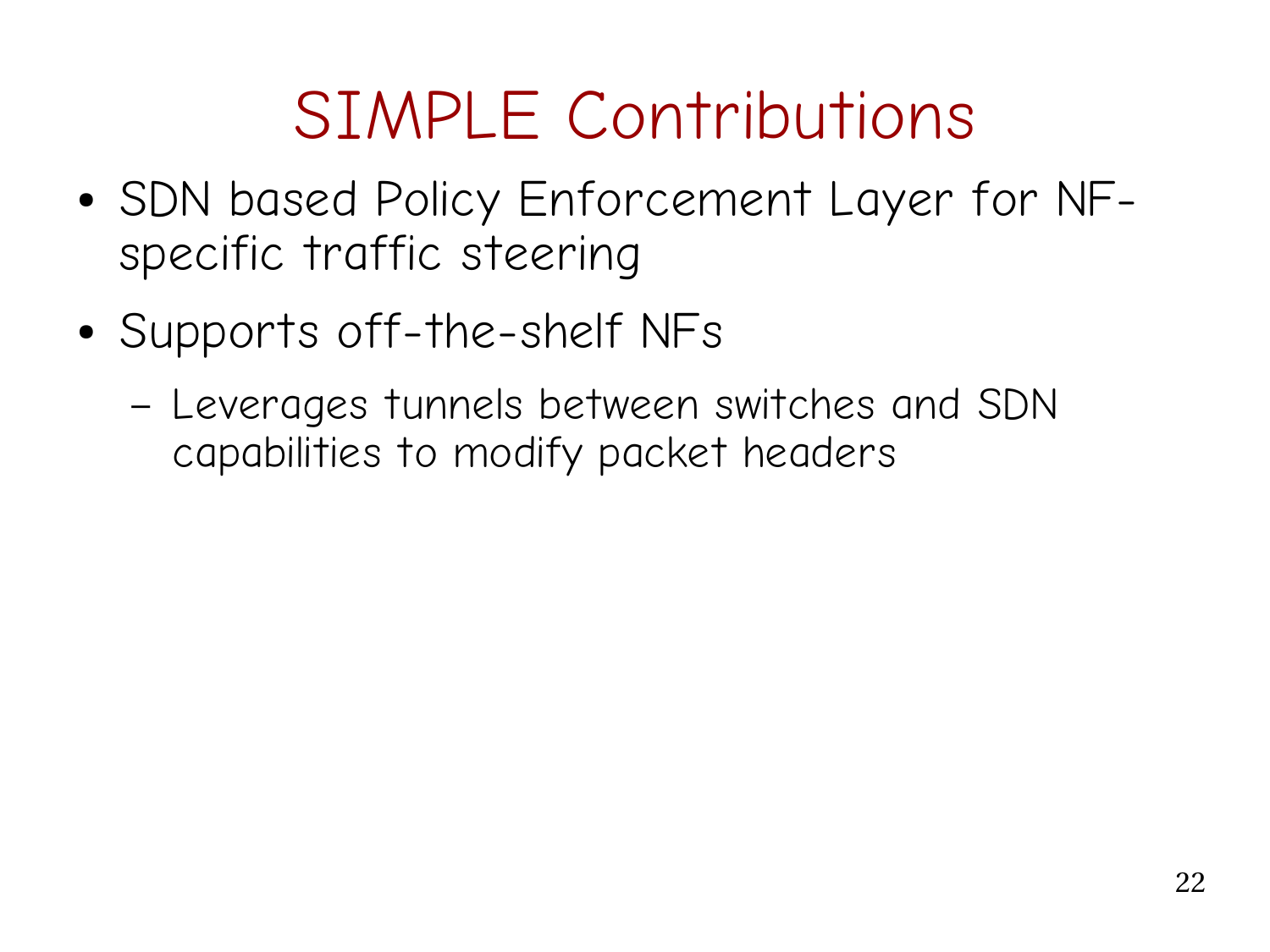# SIMPLE Contributions

- SDN based Policy Enforcement Layer for NF-specific traffic steering
- Supports off-the-shelf NFs
  - Leverages tunnels between switches and SDN capabilities to modify packet headers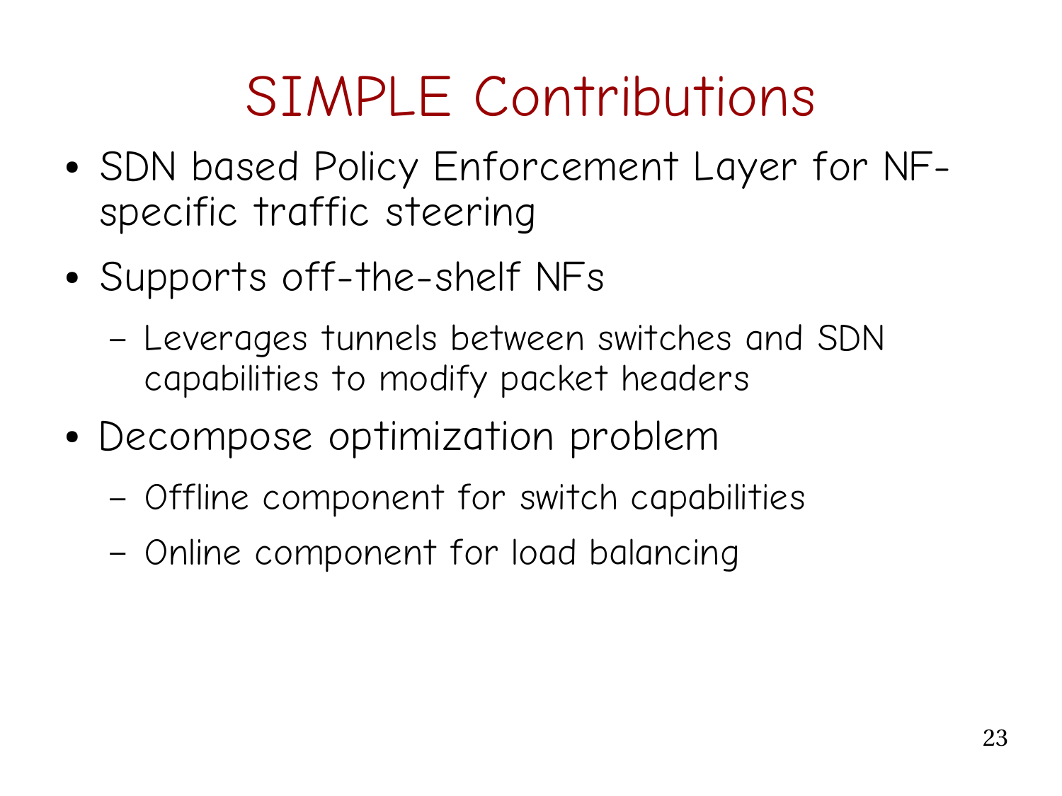# SIMPLE Contributions

- SDN based Policy Enforcement Layer for NF-specific traffic steering
- Supports off-the-shelf NFs
  - Leverages tunnels between switches and SDN capabilities to modify packet headers
- Decompose optimization problem
  - Offline component for switch capabilities
  - Online component for load balancing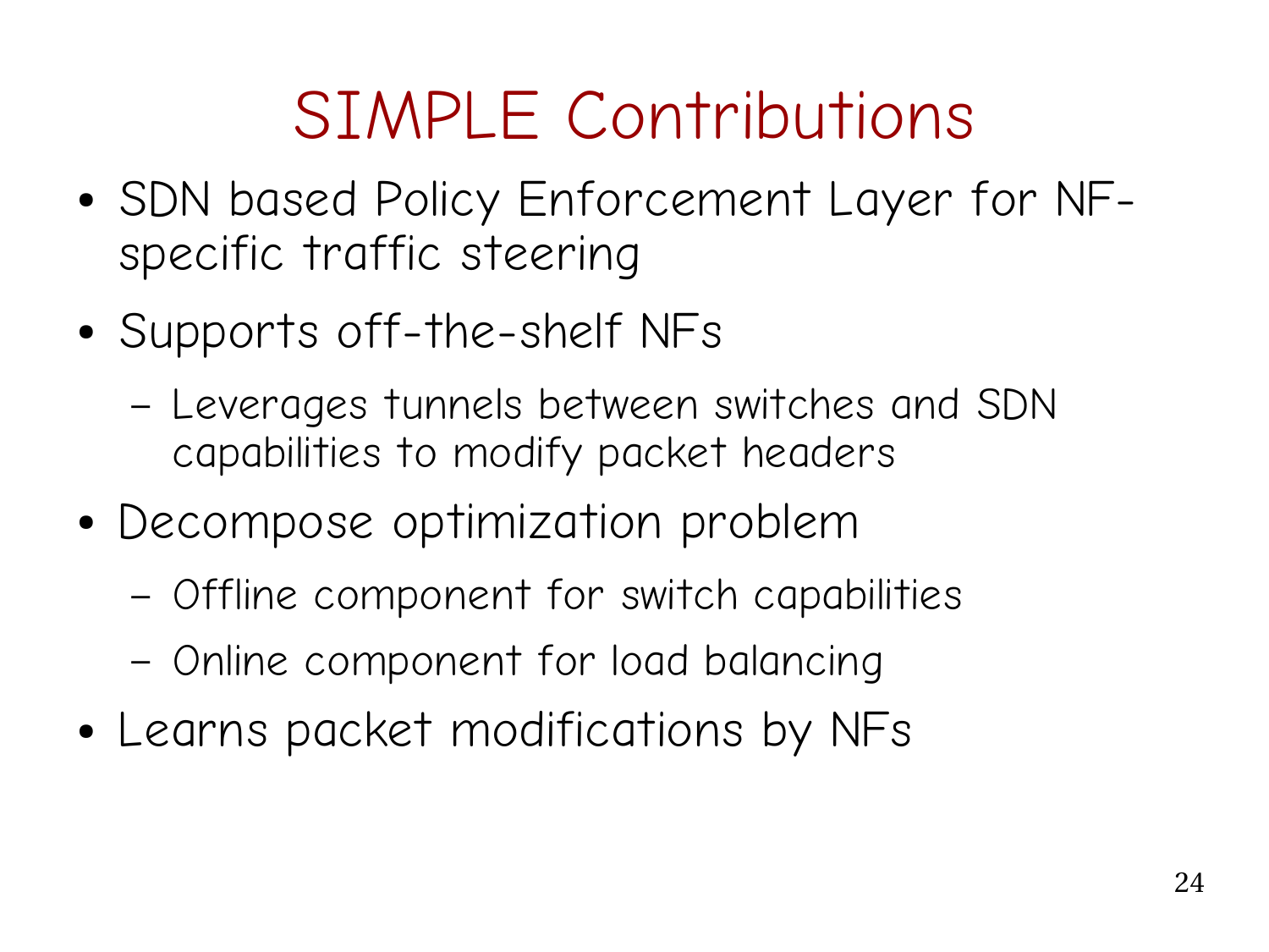# SIMPLE Contributions

- SDN based Policy Enforcement Layer for NF-specific traffic steering
- Supports off-the-shelf NFs
  - Leverages tunnels between switches and SDN capabilities to modify packet headers
- Decompose optimization problem
  - Offline component for switch capabilities
  - Online component for load balancing
- Learns packet modifications by NFs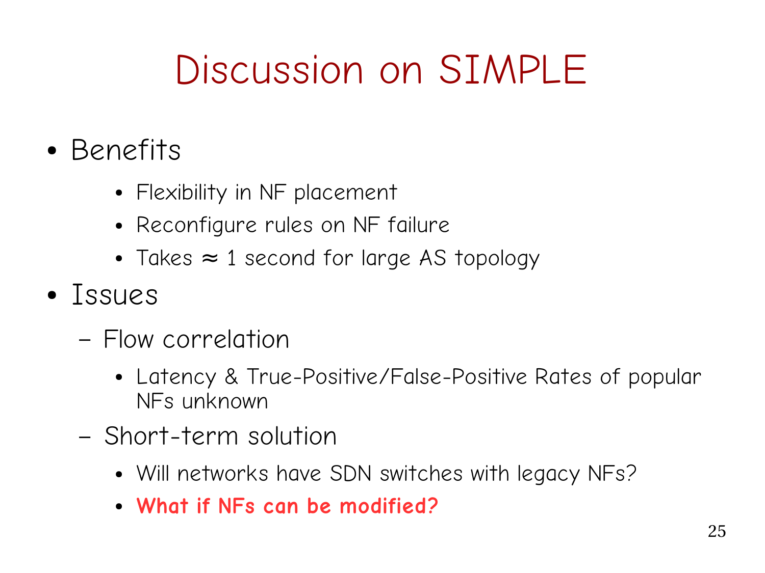# Discussion on SIMPLE

- Benefits
  - Flexibility in NF placement
  - Reconfigure rules on NF failure
  - Takes ≈ 1 second for large AS topology
- Issues
  - Flow correlation
    - Latency & True-Positive/False-Positive Rates of popular NFs unknown
  - Short-term solution
    - Will networks have SDN switches with legacy NFs?
    - **What if NFs can be modified?**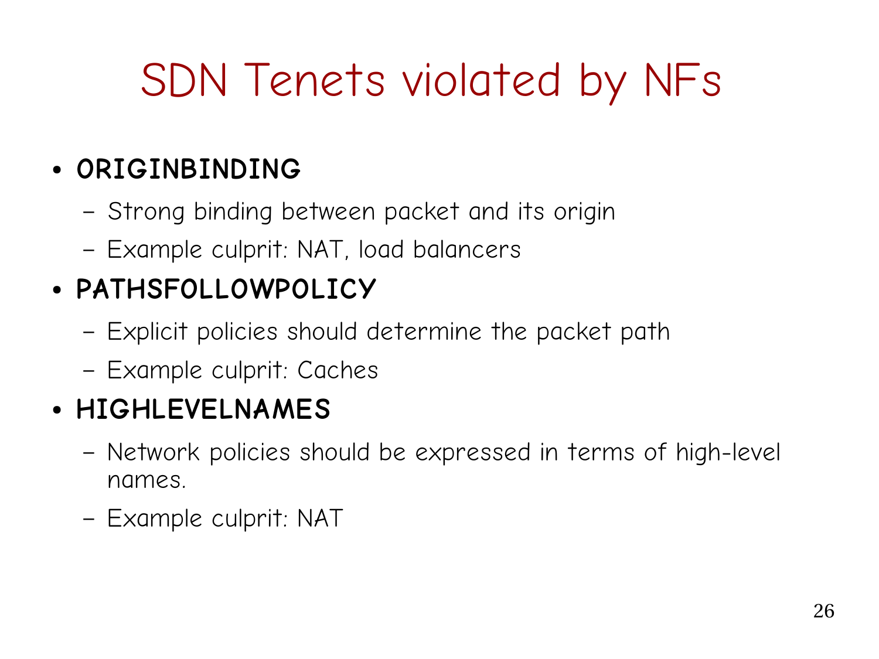# SDN Tenets violated by NFs

- **ORIGINBINDING**
  - Strong binding between packet and its origin
  - Example culprit: NAT, load balancers
- **PATHSFOLLOWPOLICY**
  - Explicit policies should determine the packet path
  - Example culprit: Caches
- **HIGHLEVELNAMES**
  - Network policies should be expressed in terms of high-level names.
  - Example culprit: NAT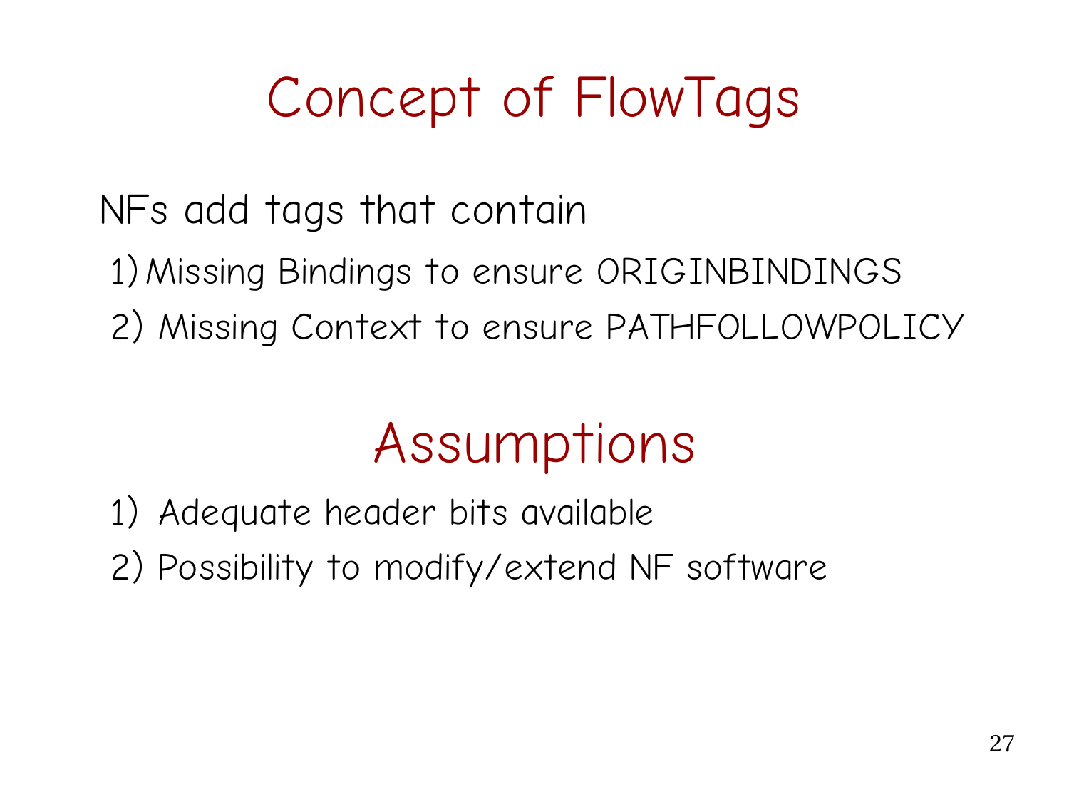# Concept of FlowTags

NFs add tags that contain

1) Missing Bindings to ensure ORIGINBINDINGS
2) Missing Context to ensure PATHFOLLOWPOLICY

# Assumptions

1) Adequate header bits available
2) Possibility to modify/extend NF software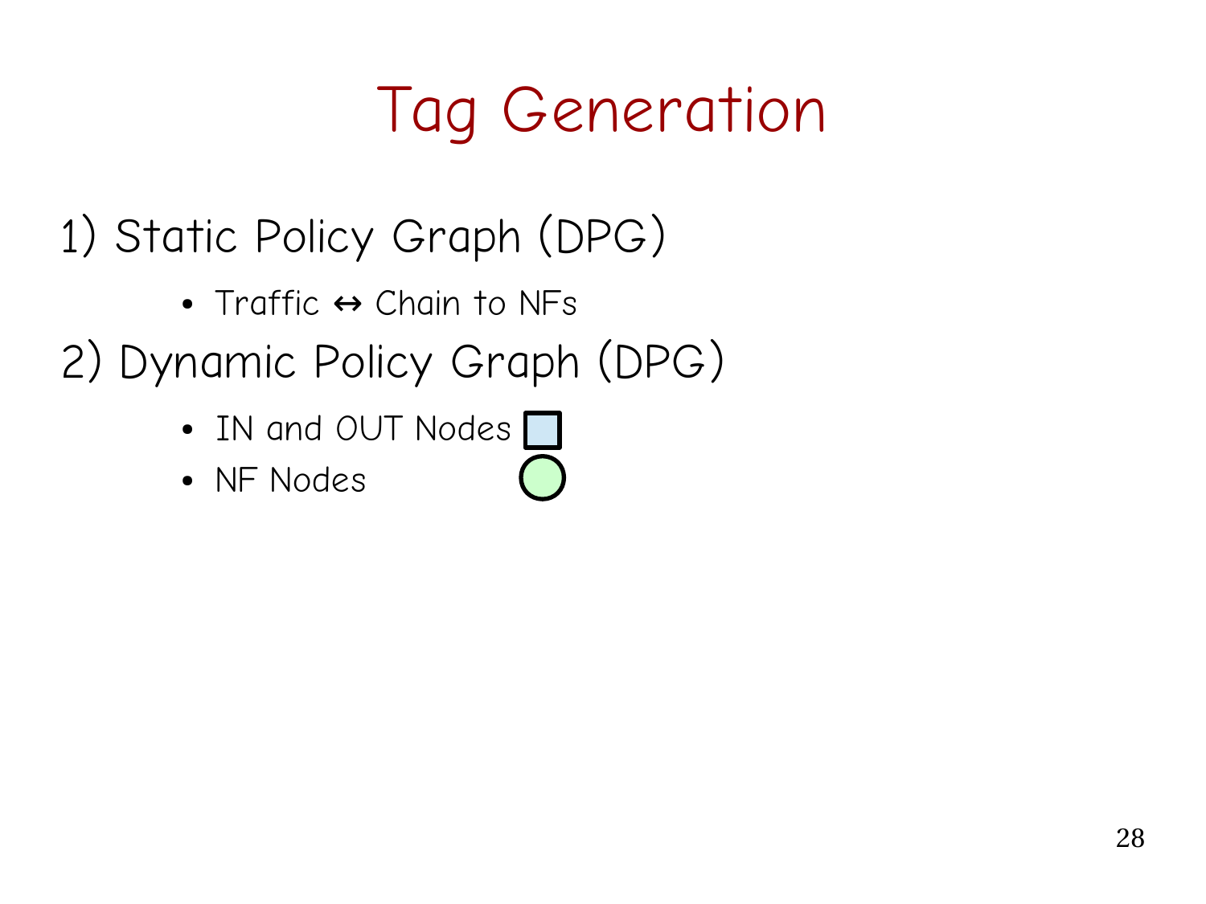# Tag Generation

1) Static Policy Graph (DPG)

- Traffic ↔ Chain to NFs

2) Dynamic Policy Graph (DPG)

- IN and OUT Nodes
- NF Nodes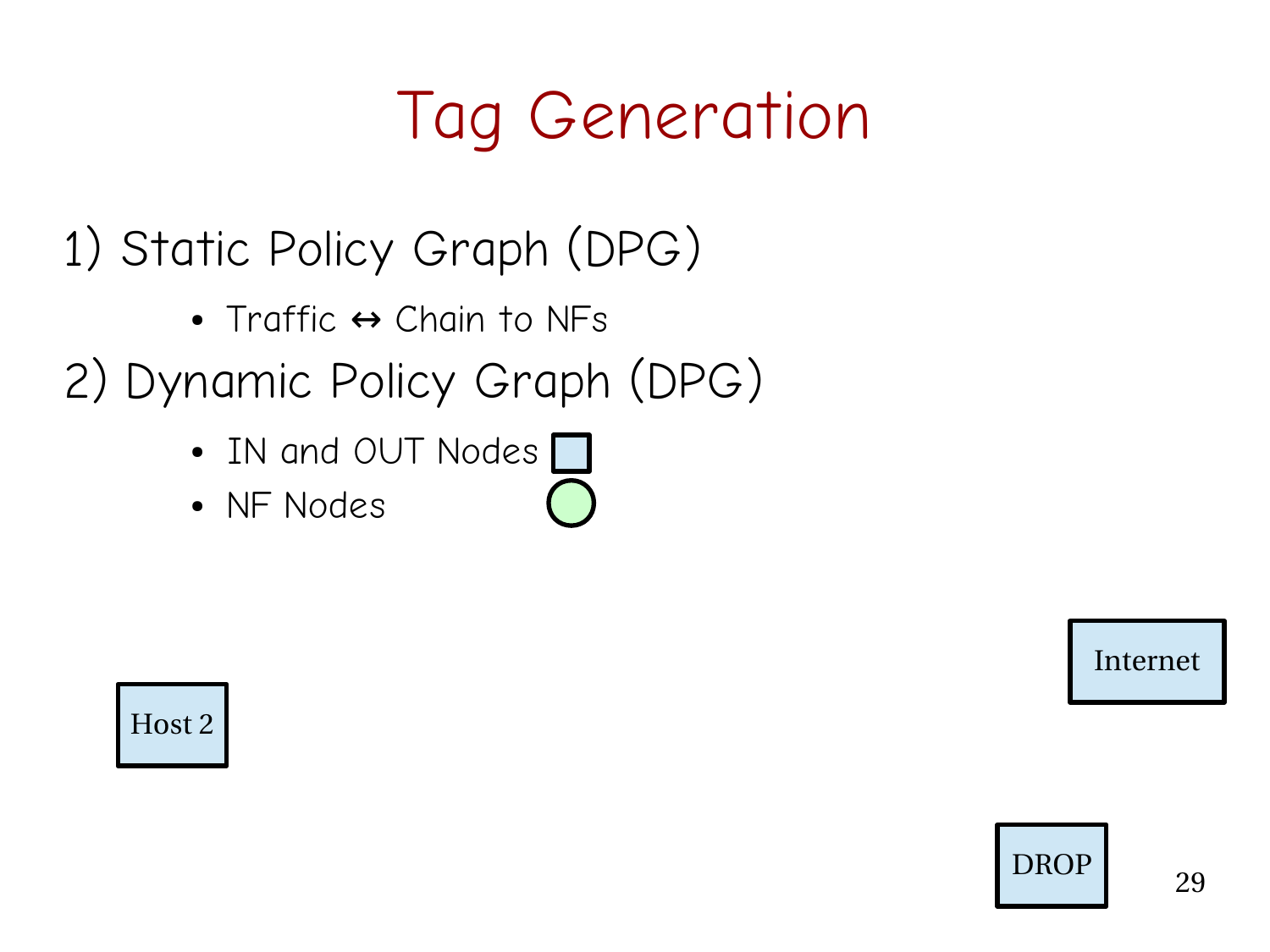# Tag Generation

1) Static Policy Graph (DPG)

- Traffic ↔ Chain to NFs

2) Dynamic Policy Graph (DPG)

- IN and OUT Nodes
- NF Nodes

Internet

Host 2

DROP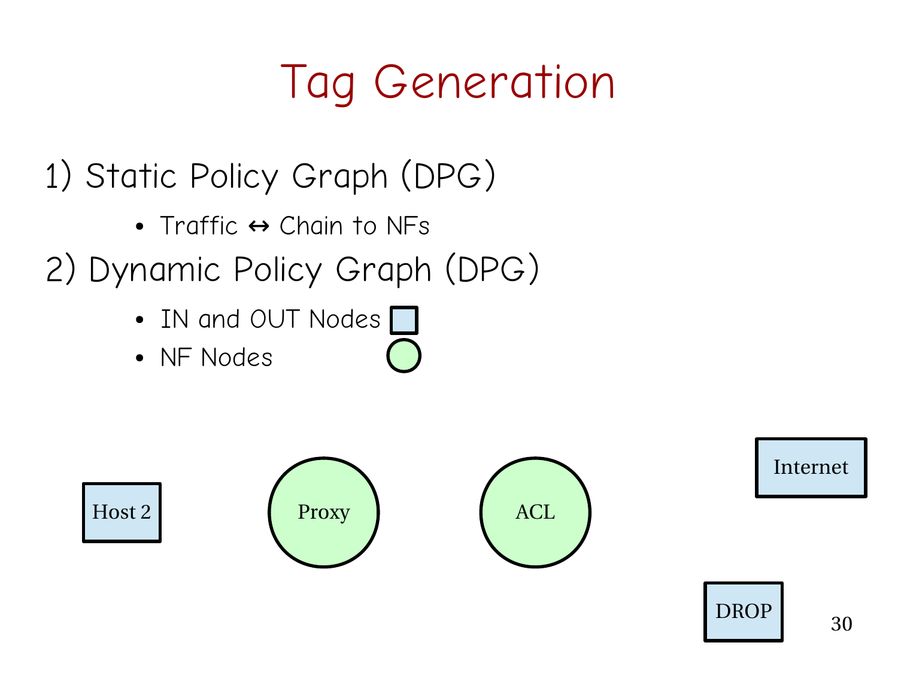# Tag Generation

1) Static Policy Graph (DPG)

- Traffic ↔ Chain to NFs

2) Dynamic Policy Graph (DPG)

- IN and OUT Nodes
- NF Nodes

Host 2

Proxy

ACL

Internet

DROP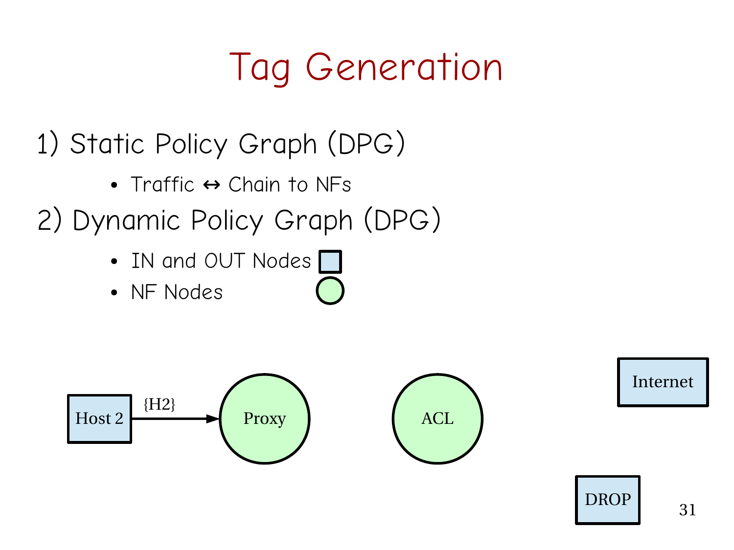# Tag Generation

1) Static Policy Graph (DPG)

- Traffic ↔ Chain to NFs

2) Dynamic Policy Graph (DPG)

- IN and OUT Nodes
- NF Nodes

Host 2 —{H2}→ Proxy

ACL

Internet

DROP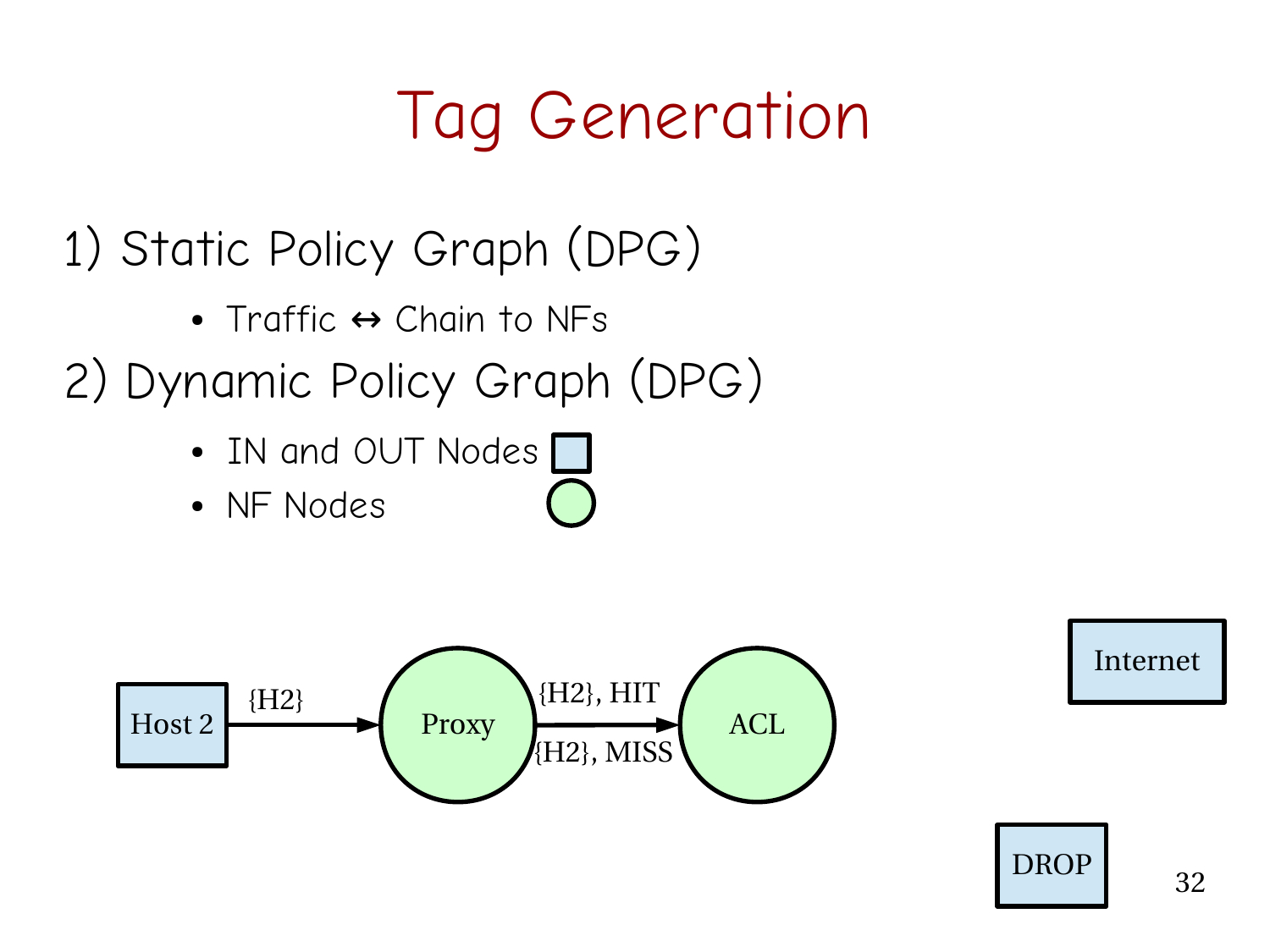# Tag Generation

1) Static Policy Graph (DPG)

- Traffic ↔ Chain to NFs

2) Dynamic Policy Graph (DPG)

- IN and OUT Nodes
- NF Nodes

Host 2 → {H2} → Proxy → {H2}, HIT / {H2}, MISS → ACL

Internet

DROP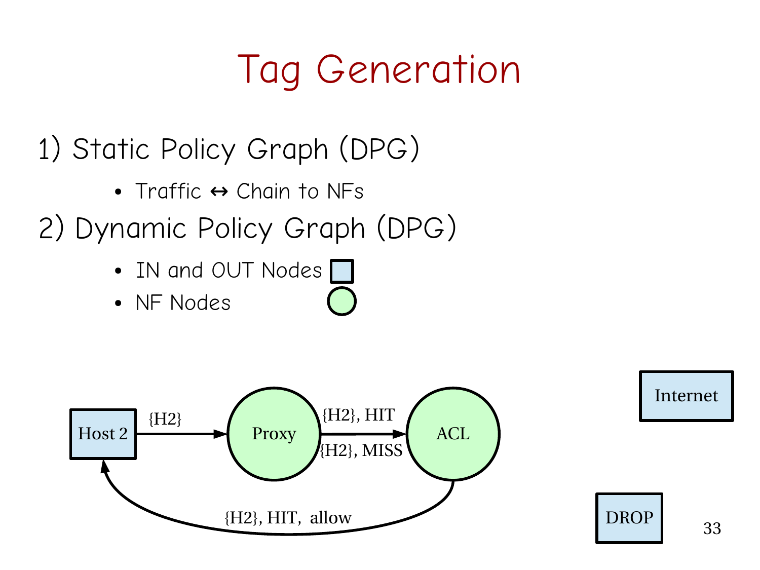# Tag Generation

1) Static Policy Graph (DPG)

- Traffic ↔ Chain to NFs

2) Dynamic Policy Graph (DPG)

- IN and OUT Nodes
- NF Nodes

Host 2 —{H2}→ Proxy

Proxy —{H2}, HIT / {H2}, MISS→ ACL

ACL —{H2}, HIT, allow→ Host 2

Internet

DROP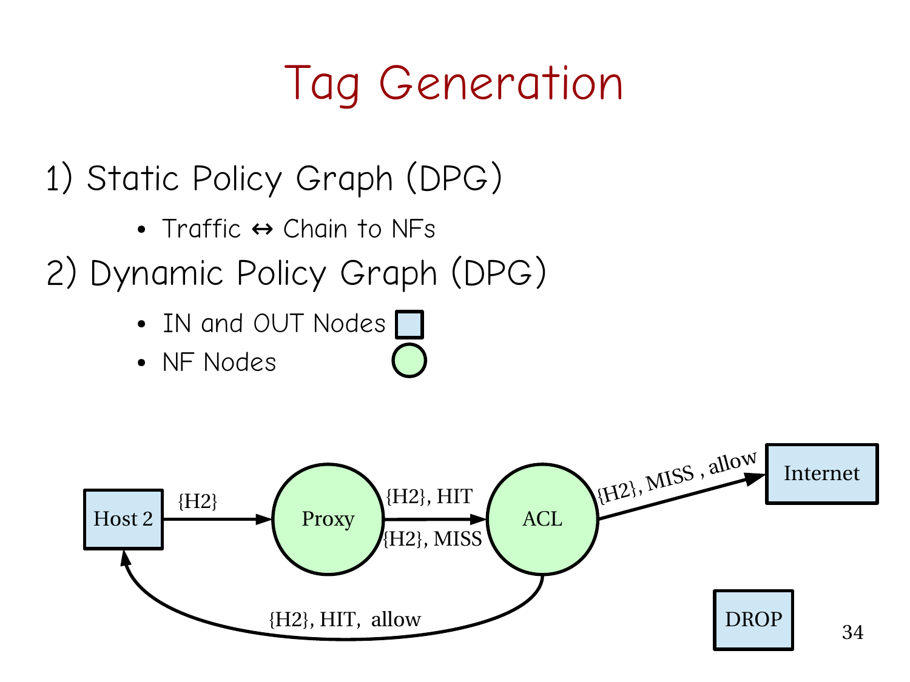# Tag Generation

1) Static Policy Graph (DPG)

- Traffic ↔ Chain to NFs

2) Dynamic Policy Graph (DPG)

- IN and OUT Nodes
- NF Nodes

Host 2 → {H2} → Proxy → {H2}, HIT / {H2}, MISS → ACL → {H2}, MISS , allow → Internet

ACL → {H2}, HIT, allow → Host 2

DROP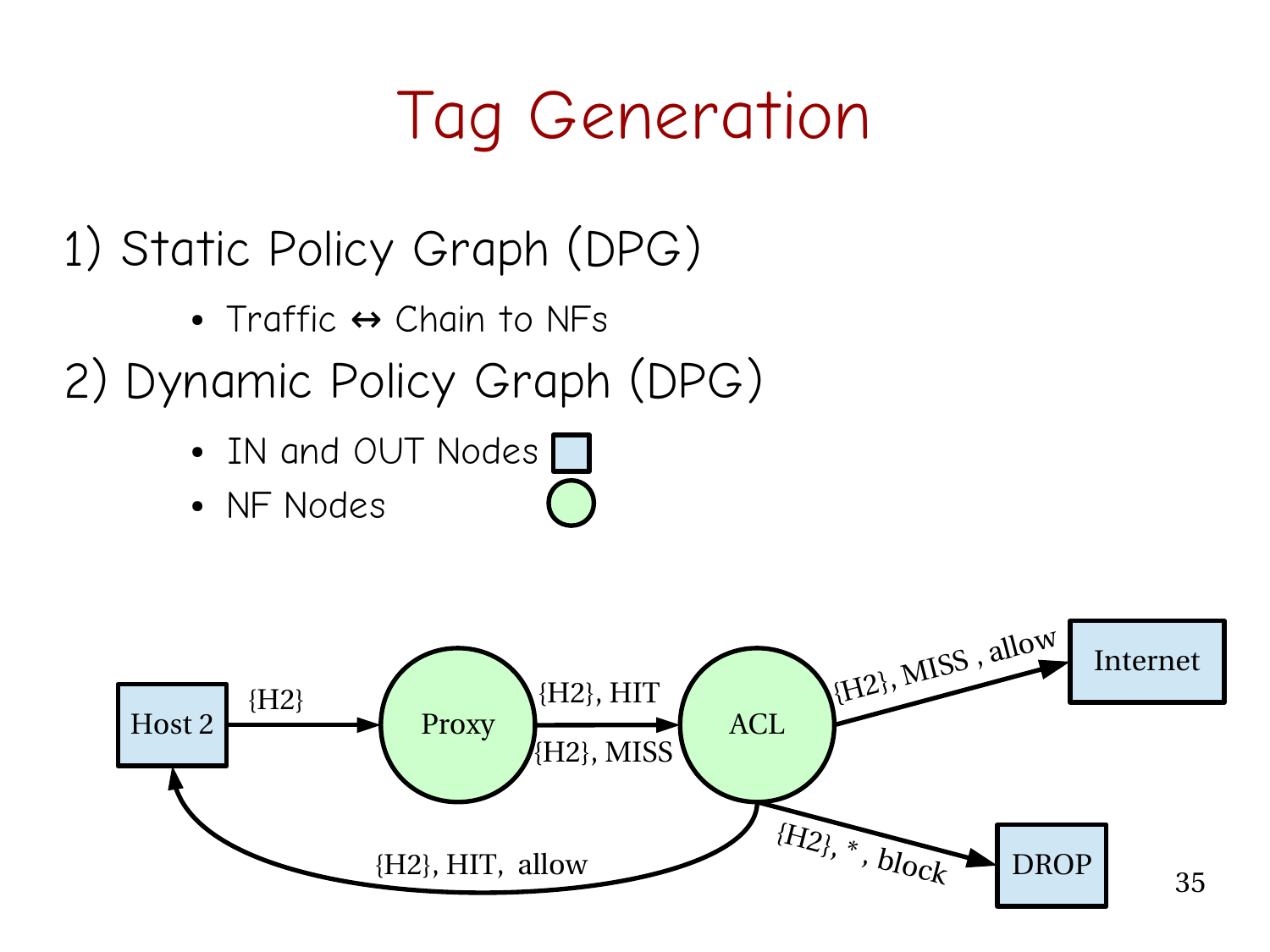# Tag Generation

1) Static Policy Graph (DPG)

- Traffic ↔ Chain to NFs

2) Dynamic Policy Graph (DPG)

- IN and OUT Nodes
- NF Nodes

Host 2 —{H2}→ Proxy —{H2}, HIT / {H2}, MISS→ ACL —{H2}, MISS , allow→ Internet

ACL —{H2}, *, block→ DROP

ACL —{H2}, HIT, allow→ Host 2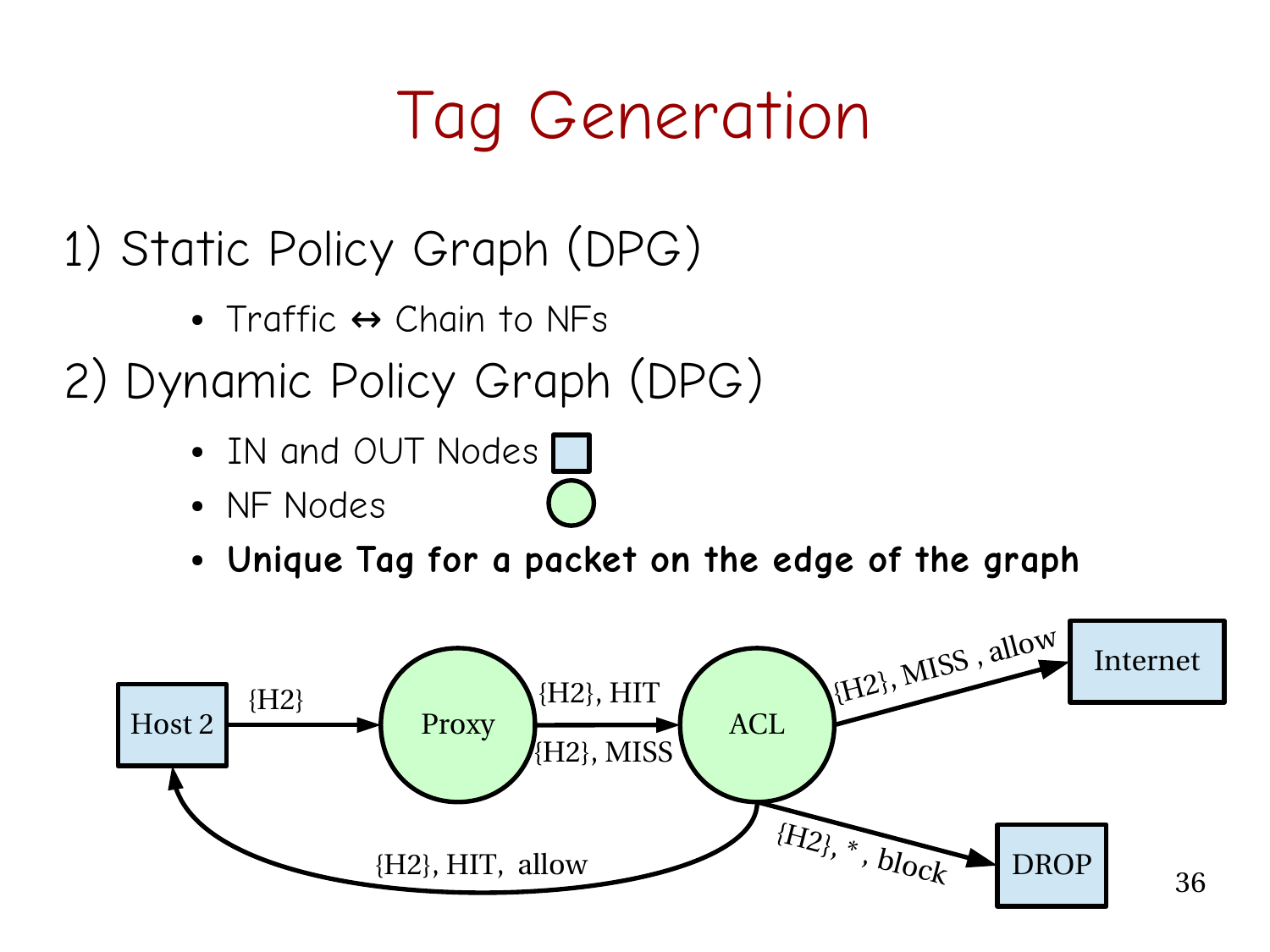# Tag Generation

1) Static Policy Graph (DPG)

- Traffic ↔ Chain to NFs

2) Dynamic Policy Graph (DPG)

- IN and OUT Nodes
- NF Nodes
- **Unique Tag for a packet on the edge of the graph**

Host 2 —{H2}→ Proxy —{H2}, HIT / {H2}, MISS→ ACL —{H2}, MISS , allow→ Internet

ACL —{H2}, *, block→ DROP

ACL —{H2}, HIT, allow→ Host 2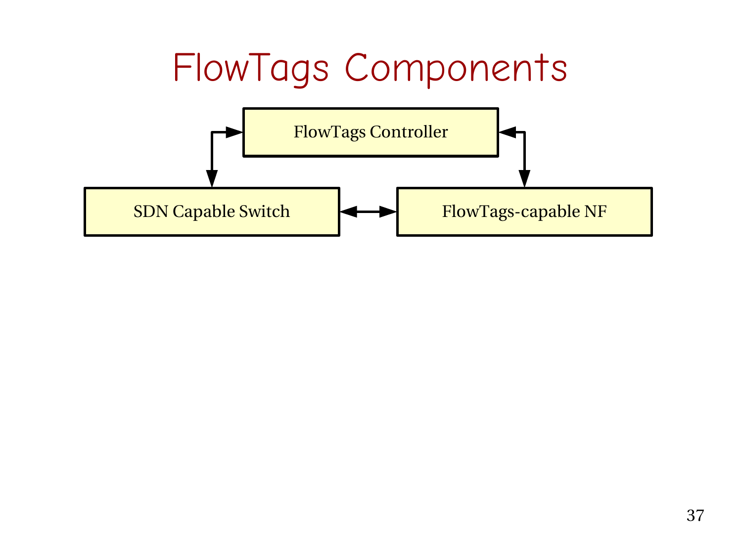# FlowTags Components

FlowTags Controller

SDN Capable Switch

FlowTags-capable NF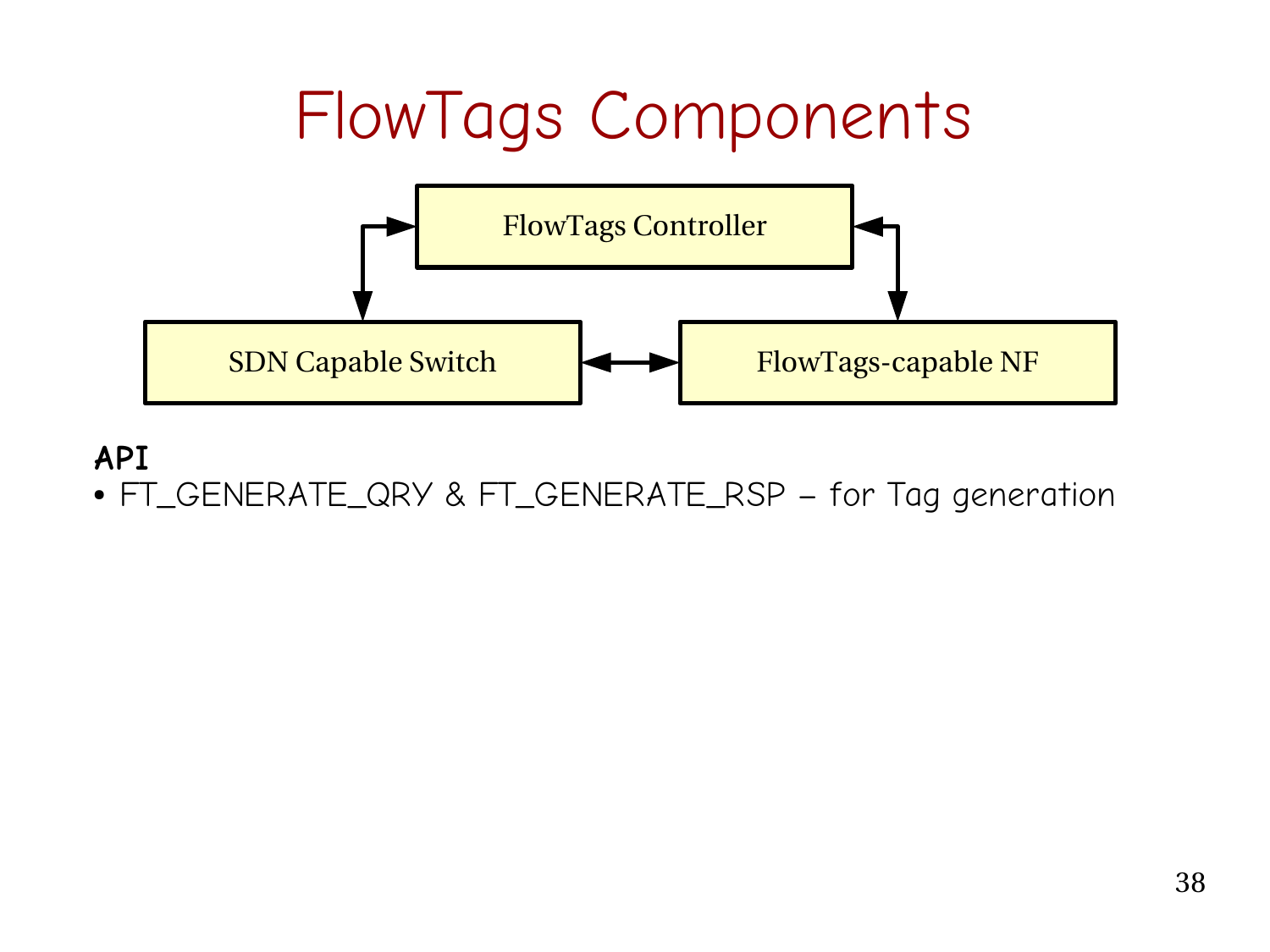# FlowTags Components

FlowTags Controller

SDN Capable Switch

FlowTags-capable NF

**API**

- FT_GENERATE_QRY & FT_GENERATE_RSP – for Tag generation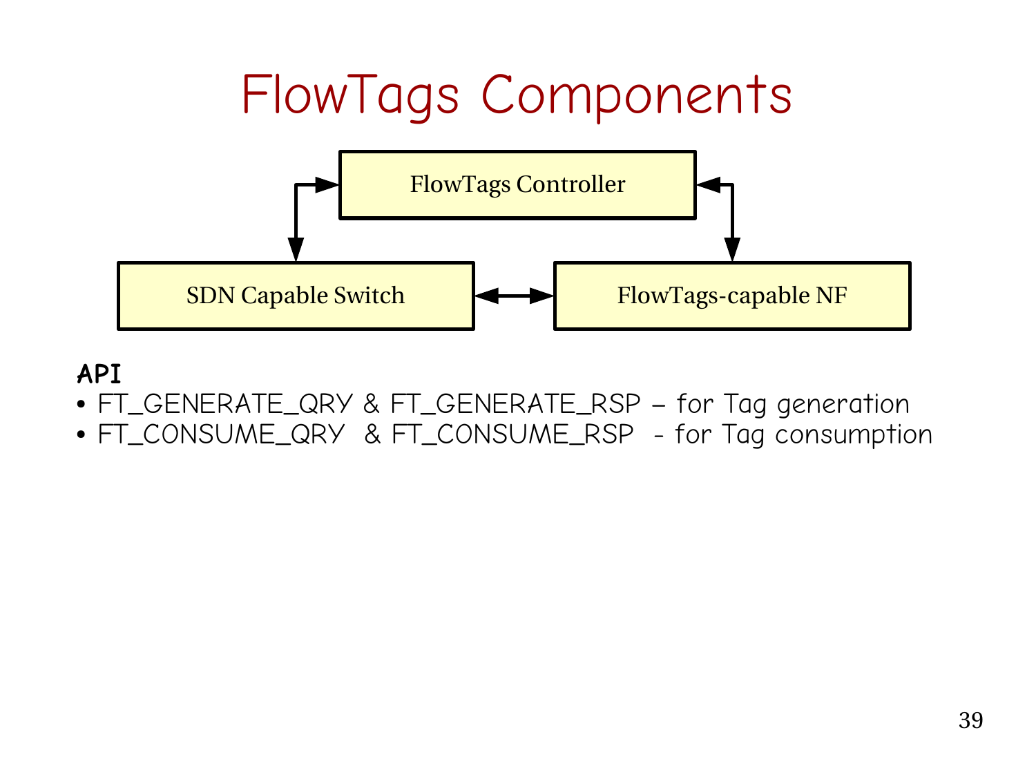# FlowTags Components

FlowTags Controller

SDN Capable Switch

FlowTags-capable NF

**API**

- FT_GENERATE_QRY & FT_GENERATE_RSP – for Tag generation
- FT_CONSUME_QRY & FT_CONSUME_RSP - for Tag consumption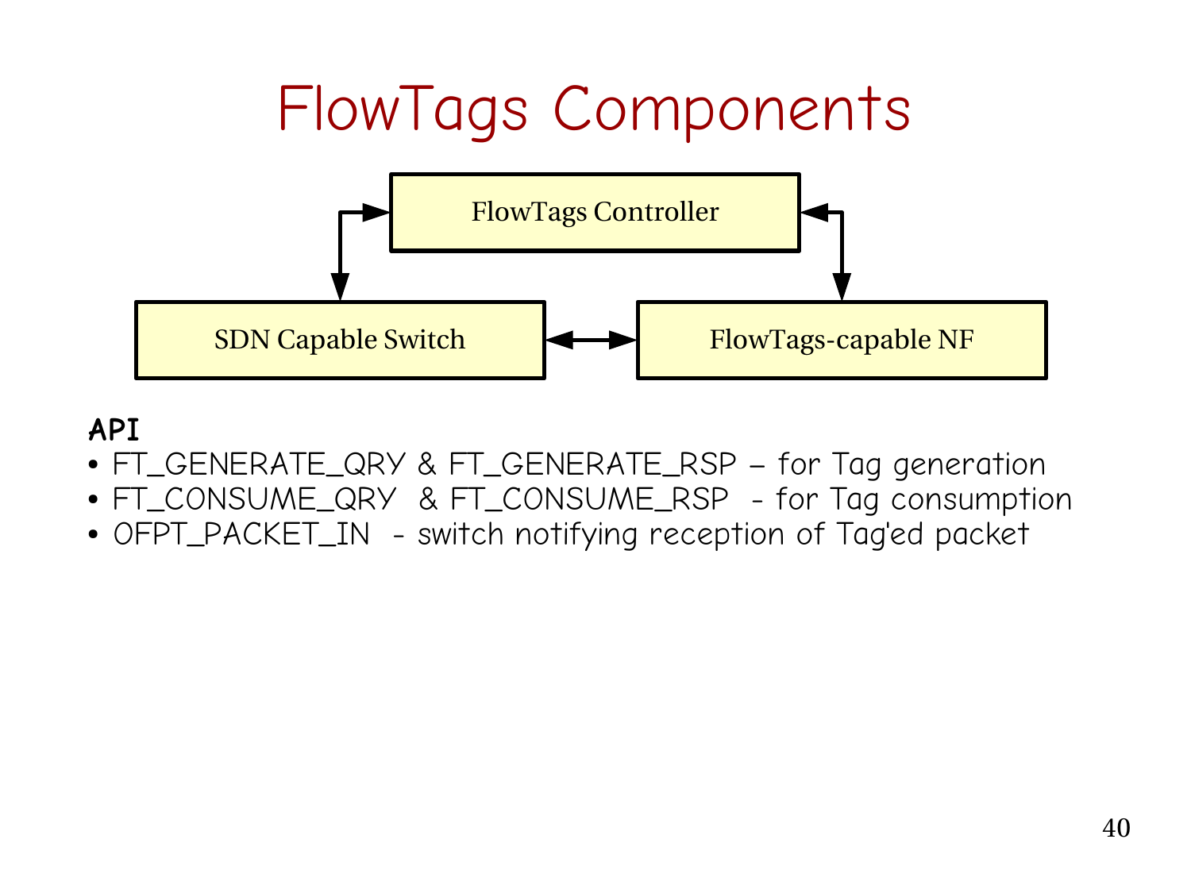# FlowTags Components

FlowTags Controller

SDN Capable Switch

FlowTags-capable NF

**API**

- FT_GENERATE_QRY & FT_GENERATE_RSP – for Tag generation
- FT_CONSUME_QRY & FT_CONSUME_RSP - for Tag consumption
- OFPT_PACKET_IN - switch notifying reception of Tag'ed packet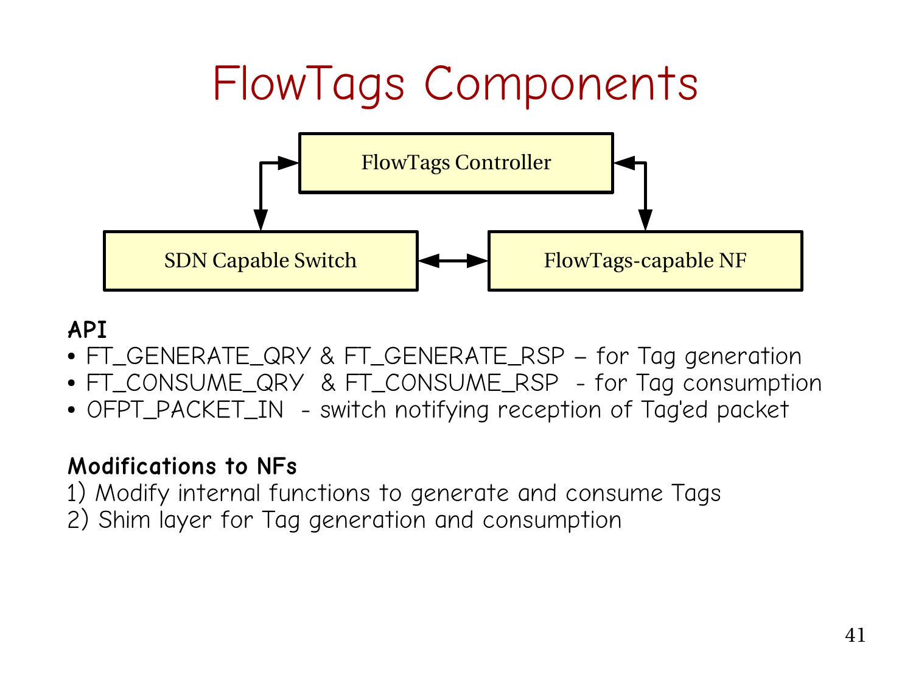# FlowTags Components

FlowTags Controller

SDN Capable Switch

FlowTags-capable NF

**API**

- FT_GENERATE_QRY & FT_GENERATE_RSP – for Tag generation
- FT_CONSUME_QRY & FT_CONSUME_RSP - for Tag consumption
- OFPT_PACKET_IN - switch notifying reception of Tag'ed packet

**Modifications to NFs**

1) Modify internal functions to generate and consume Tags
2) Shim layer for Tag generation and consumption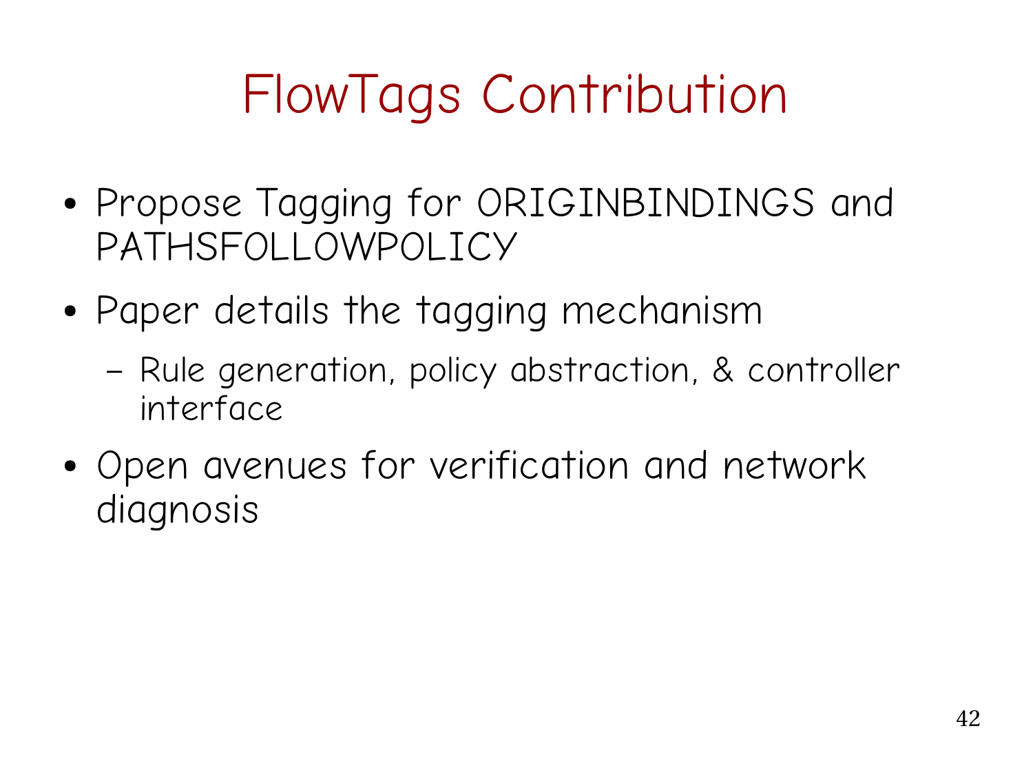# FlowTags Contribution

- Propose Tagging for ORIGINBINDINGS and PATHSFOLLOWPOLICY
- Paper details the tagging mechanism
  - Rule generation, policy abstraction, & controller interface
- Open avenues for verification and network diagnosis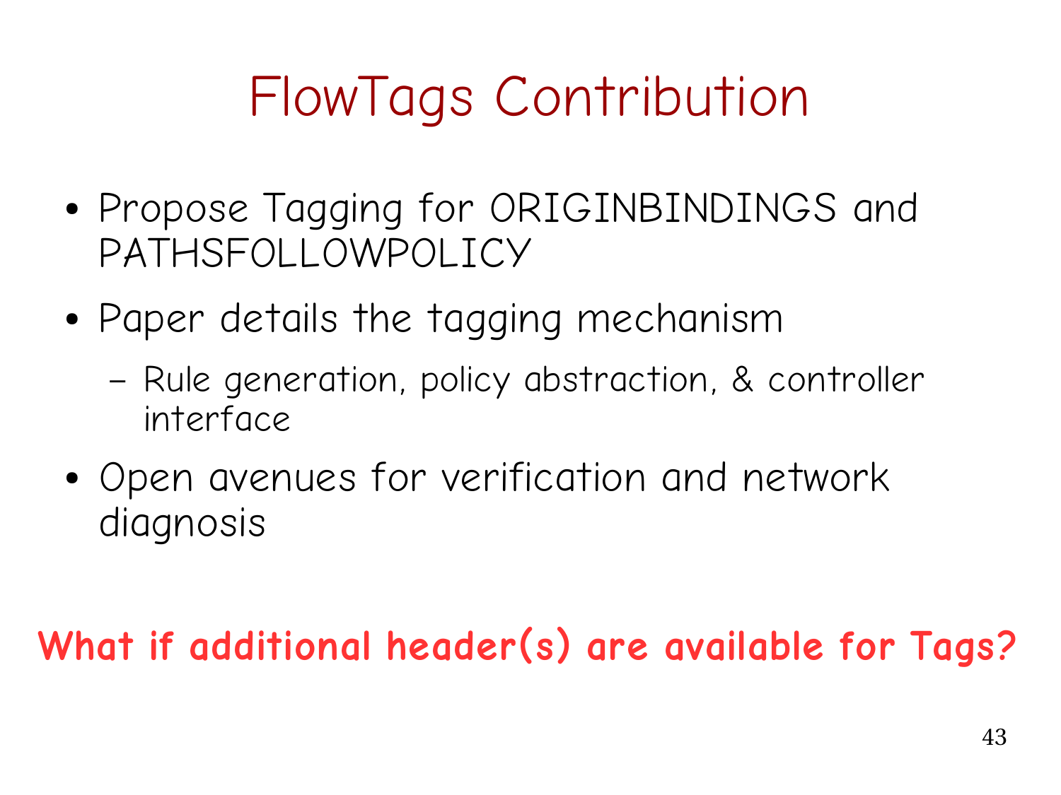# FlowTags Contribution

- Propose Tagging for ORIGINBINDINGS and PATHSFOLLOWPOLICY
- Paper details the tagging mechanism
  - Rule generation, policy abstraction, & controller interface
- Open avenues for verification and network diagnosis

**What if additional header(s) are available for Tags?**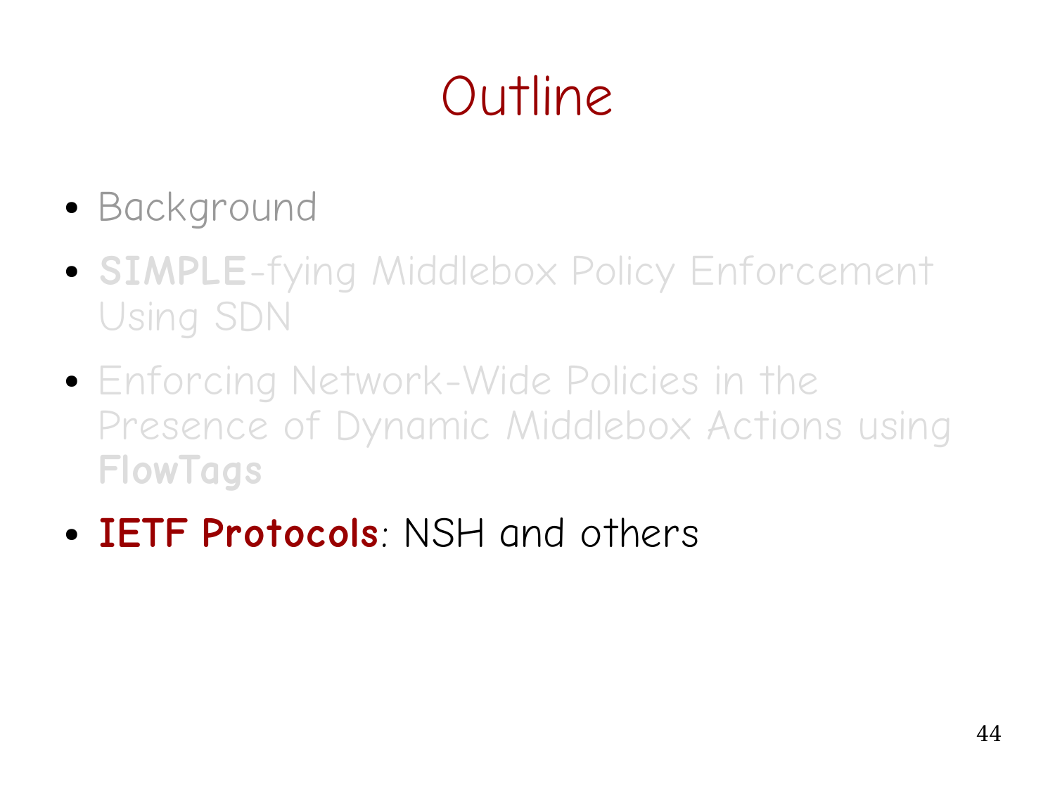# Outline

- Background
- **SIMPLE**-fying Middlebox Policy Enforcement Using SDN
- Enforcing Network-Wide Policies in the Presence of Dynamic Middlebox Actions using **FlowTags**
- **IETF Protocols**: NSH and others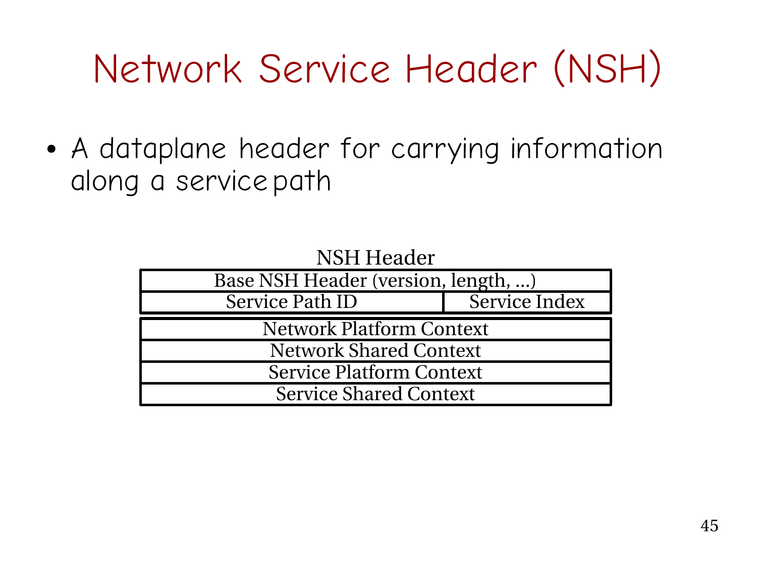# Network Service Header (NSH)

- A dataplane header for carrying information along a service path

NSH Header

| Base NSH Header (version, length, …) | |
|---|---|
| Service Path ID | Service Index |
| Network Platform Context | |
| Network Shared Context | |
| Service Platform Context | |
| Service Shared Context | |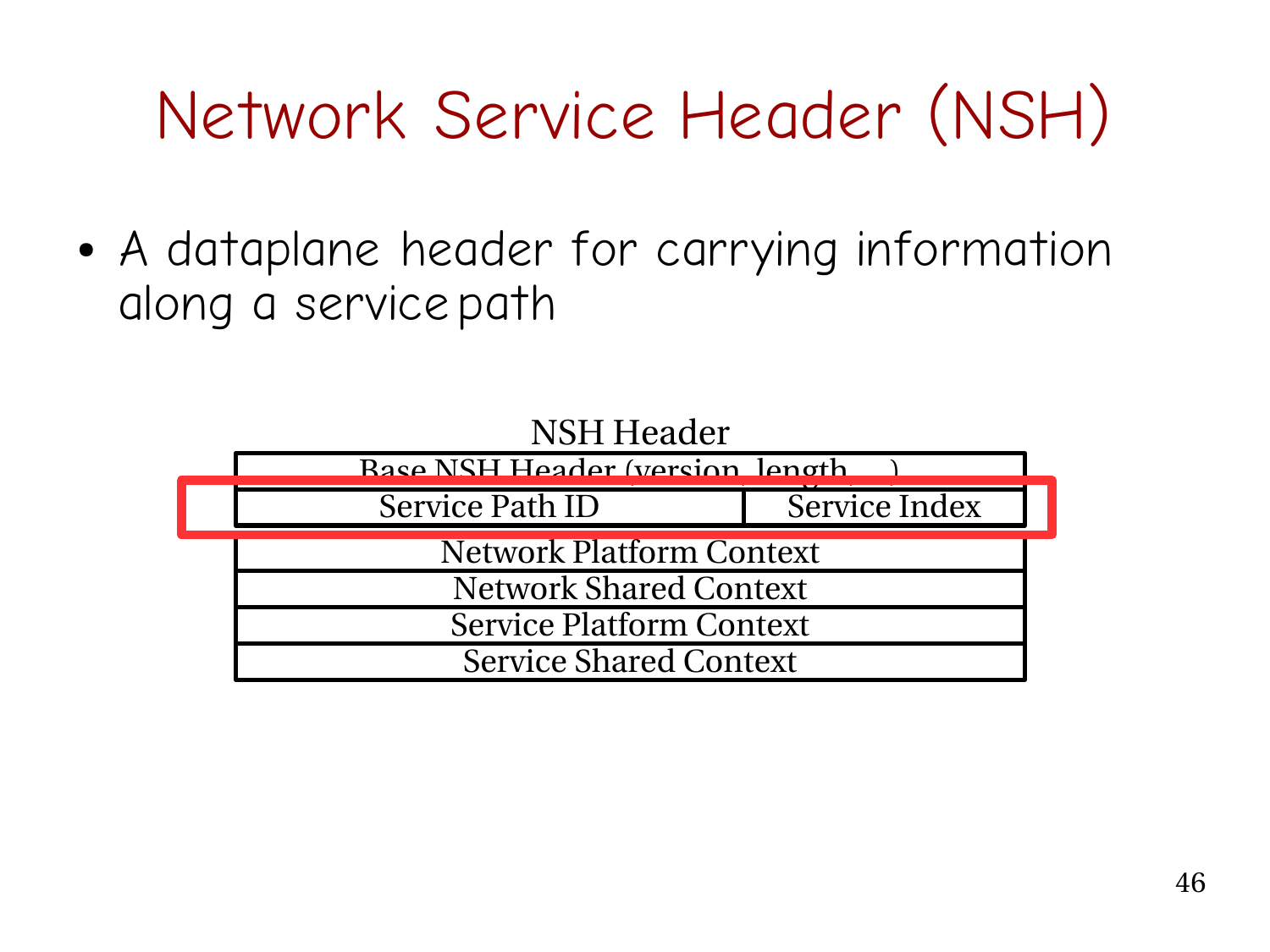# Network Service Header (NSH)

- A dataplane header for carrying information along a service path

NSH Header

| Base NSH Header (version, length, ...) | |
|---|---|
| Service Path ID | Service Index |
| Network Platform Context | |
| Network Shared Context | |
| Service Platform Context | |
| Service Shared Context | |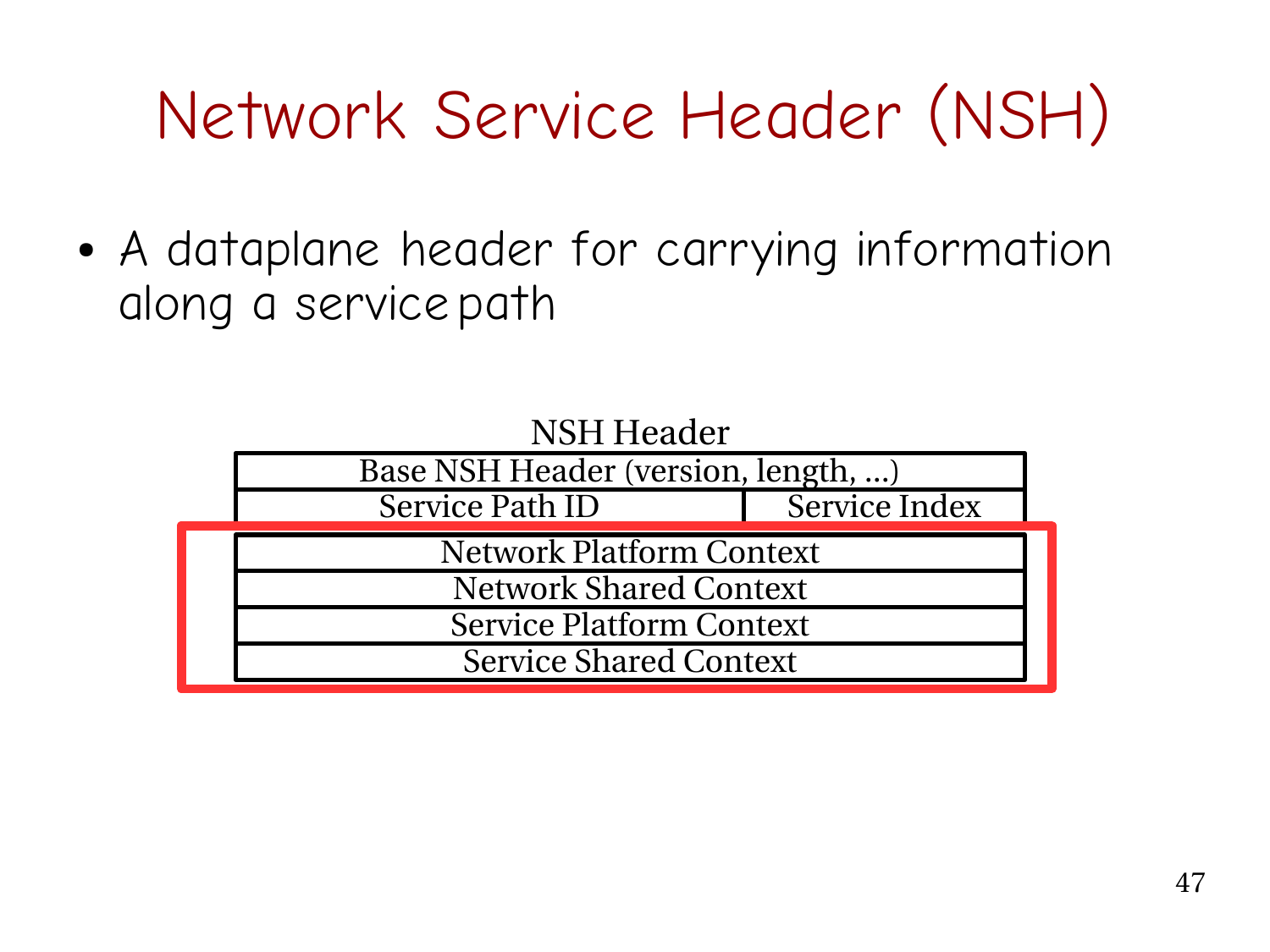# Network Service Header (NSH)

- A dataplane header for carrying information along a service path

NSH Header

| Base NSH Header (version, length, ...) | |
|---|---|
| Service Path ID | Service Index |
| Network Platform Context | |
| Network Shared Context | |
| Service Platform Context | |
| Service Shared Context | |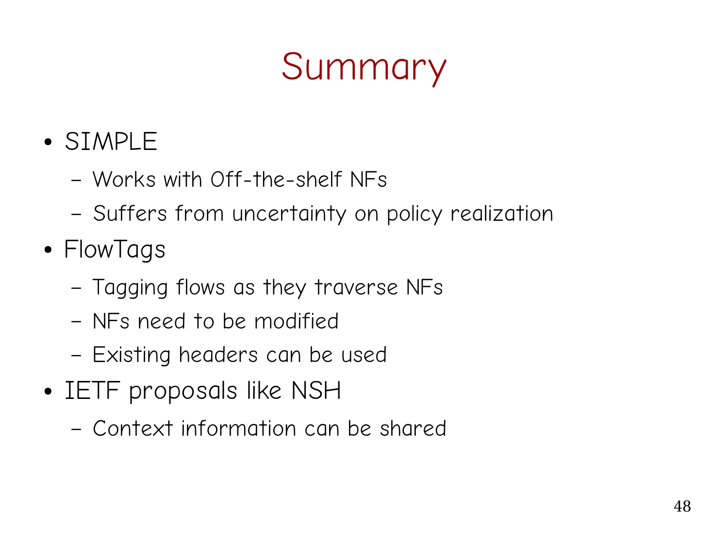# Summary

- SIMPLE
  - Works with Off-the-shelf NFs
  - Suffers from uncertainty on policy realization
- FlowTags
  - Tagging flows as they traverse NFs
  - NFs need to be modified
  - Existing headers can be used
- IETF proposals like NSH
  - Context information can be shared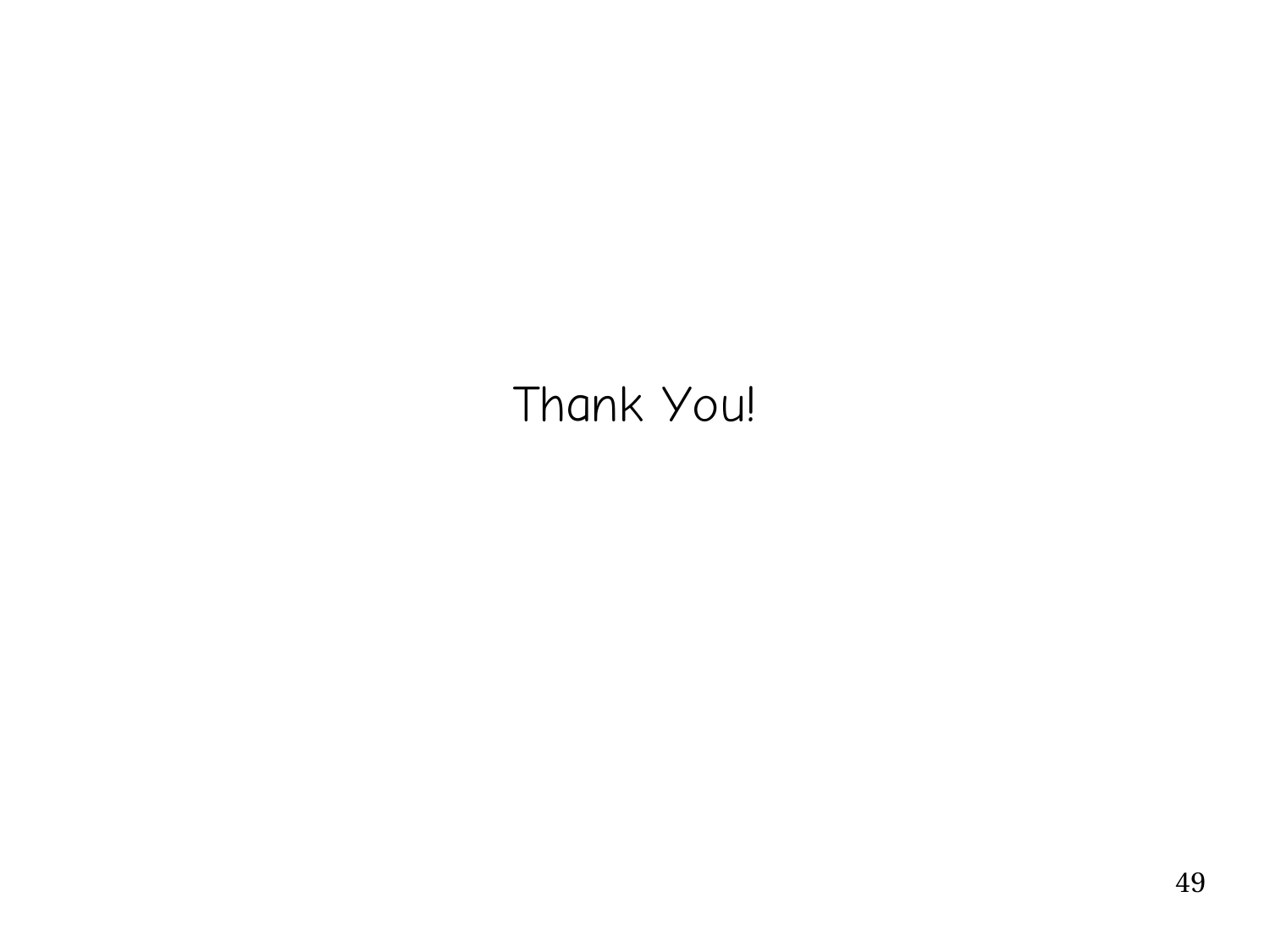Thank You!